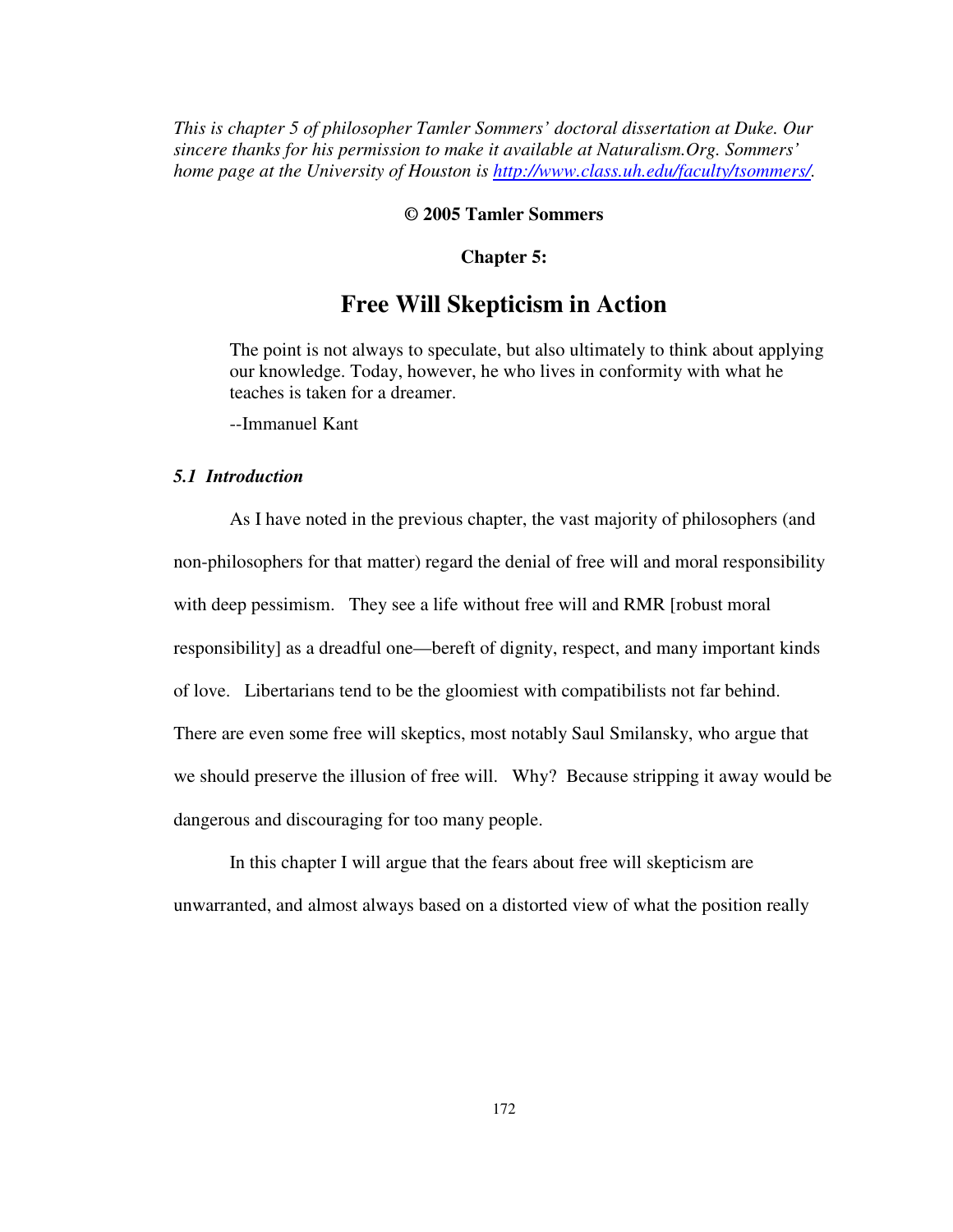*This is chapter 5 of philosopher Tamler Sommers' doctoral dissertation at Duke. Our sincere thanks for his permission to make it available at Naturalism.Org. Sommers' home page at the University of Houston is [http://www.class.uh.edu/faculty/tsommers/](http://www.class.uh.edu/faculty/tsommers/).*

**© 2005 Tamler Sommers**

**Chapter 5:**

# Free Will Skepticism in Action

> The point is not always to speculate, but also ultimately to think about applying our knowledge. Today, however, he who lives in conformity with what he teaches is taken for a dreamer.
>
> --Immanuel Kant

### *5.1 Introduction*

As I have noted in the previous chapter, the vast majority of philosophers (and non-philosophers for that matter) regard the denial of free will and moral responsibility with deep pessimism. They see a life without free will and RMR [robust moral responsibility] as a dreadful one—bereft of dignity, respect, and many important kinds of love. Libertarians tend to be the gloomiest with compatibilists not far behind. There are even some free will skeptics, most notably Saul Smilansky, who argue that we should preserve the illusion of free will. Why? Because stripping it away would be dangerous and discouraging for too many people.

In this chapter I will argue that the fears about free will skepticism are unwarranted, and almost always based on a distorted view of what the position really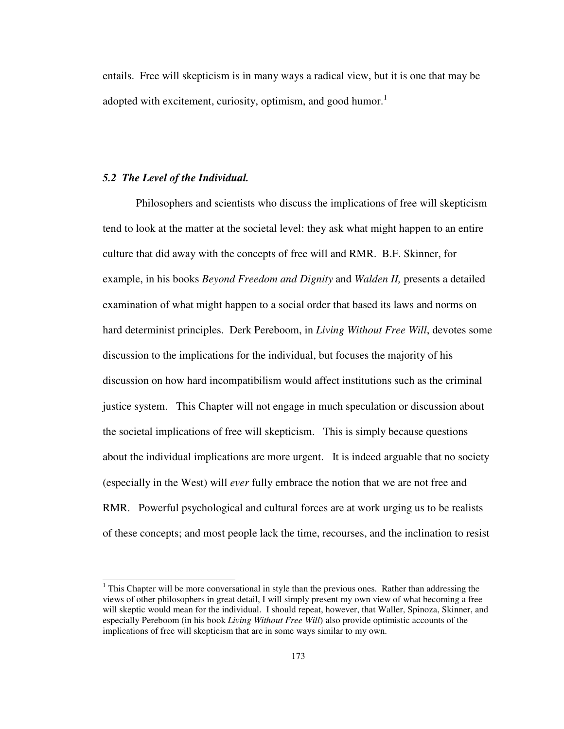entails. Free will skepticism is in many ways a radical view, but it is one that may be adopted with excitement, curiosity, optimism, and good humor.[1]

### *5.2 The Level of the Individual.*

Philosophers and scientists who discuss the implications of free will skepticism tend to look at the matter at the societal level: they ask what might happen to an entire culture that did away with the concepts of free will and RMR. B.F. Skinner, for example, in his books *Beyond Freedom and Dignity* and *Walden II,* presents a detailed examination of what might happen to a social order that based its laws and norms on hard determinist principles. Derk Pereboom, in *Living Without Free Will*, devotes some discussion to the implications for the individual, but focuses the majority of his discussion on how hard incompatibilism would affect institutions such as the criminal justice system. This Chapter will not engage in much speculation or discussion about the societal implications of free will skepticism. This is simply because questions about the individual implications are more urgent. It is indeed arguable that no society (especially in the West) will *ever* fully embrace the notion that we are not free and RMR. Powerful psychological and cultural forces are at work urging us to be realists of these concepts; and most people lack the time, recourses, and the inclination to resist

[1] This Chapter will be more conversational in style than the previous ones. Rather than addressing the views of other philosophers in great detail, I will simply present my own view of what becoming a free will skeptic would mean for the individual. I should repeat, however, that Waller, Spinoza, Skinner, and especially Pereboom (in his book *Living Without Free Will*) also provide optimistic accounts of the implications of free will skepticism that are in some ways similar to my own.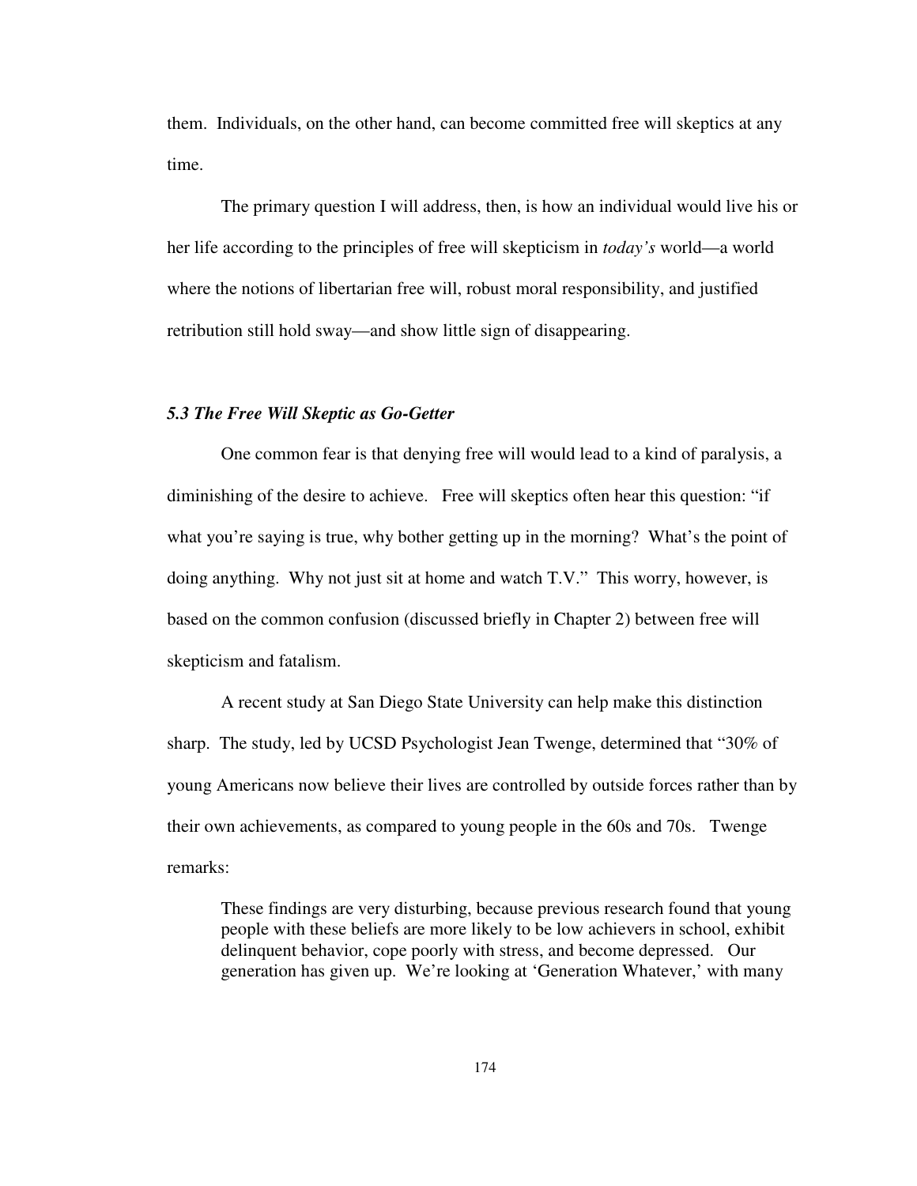them. Individuals, on the other hand, can become committed free will skeptics at any time.

The primary question I will address, then, is how an individual would live his or her life according to the principles of free will skepticism in *today's* world—a world where the notions of libertarian free will, robust moral responsibility, and justified retribution still hold sway—and show little sign of disappearing.

### *5.3 The Free Will Skeptic as Go-Getter*

One common fear is that denying free will would lead to a kind of paralysis, a diminishing of the desire to achieve. Free will skeptics often hear this question: "if what you're saying is true, why bother getting up in the morning? What's the point of doing anything. Why not just sit at home and watch T.V." This worry, however, is based on the common confusion (discussed briefly in Chapter 2) between free will skepticism and fatalism.

A recent study at San Diego State University can help make this distinction sharp. The study, led by UCSD Psychologist Jean Twenge, determined that "30% of young Americans now believe their lives are controlled by outside forces rather than by their own achievements, as compared to young people in the 60s and 70s. Twenge remarks:

> These findings are very disturbing, because previous research found that young people with these beliefs are more likely to be low achievers in school, exhibit delinquent behavior, cope poorly with stress, and become depressed. Our generation has given up. We're looking at 'Generation Whatever,' with many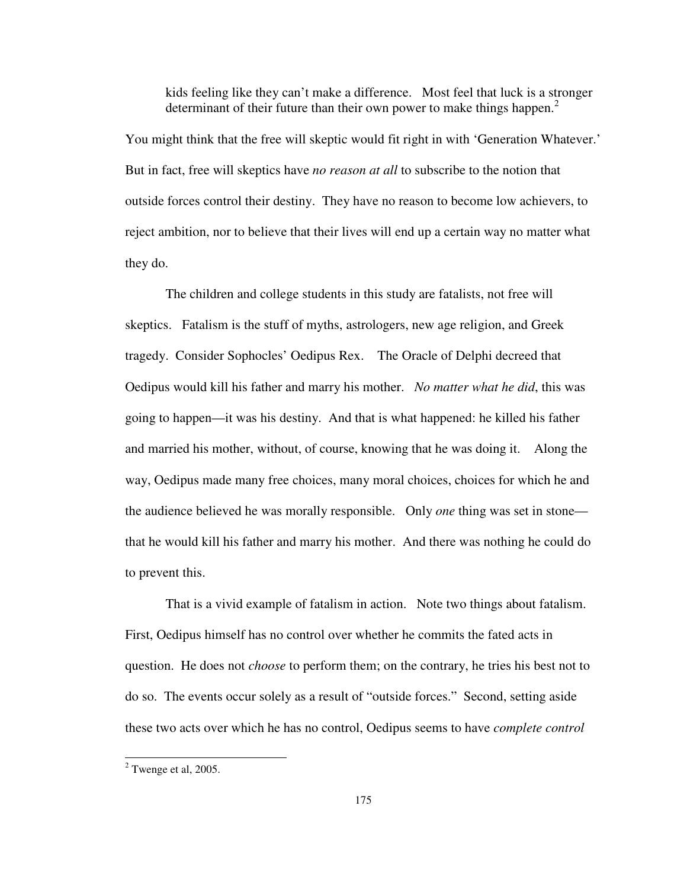> kids feeling like they can't make a difference. Most feel that luck is a stronger determinant of their future than their own power to make things happen.[2]

You might think that the free will skeptic would fit right in with 'Generation Whatever.' But in fact, free will skeptics have *no reason at all* to subscribe to the notion that outside forces control their destiny. They have no reason to become low achievers, to reject ambition, nor to believe that their lives will end up a certain way no matter what they do.

The children and college students in this study are fatalists, not free will skeptics. Fatalism is the stuff of myths, astrologers, new age religion, and Greek tragedy. Consider Sophocles' Oedipus Rex. The Oracle of Delphi decreed that Oedipus would kill his father and marry his mother. *No matter what he did*, this was going to happen—it was his destiny. And that is what happened: he killed his father and married his mother, without, of course, knowing that he was doing it. Along the way, Oedipus made many free choices, many moral choices, choices for which he and the audience believed he was morally responsible. Only *one* thing was set in stone—that he would kill his father and marry his mother. And there was nothing he could do to prevent this.

That is a vivid example of fatalism in action. Note two things about fatalism. First, Oedipus himself has no control over whether he commits the fated acts in question. He does not *choose* to perform them; on the contrary, he tries his best not to do so. The events occur solely as a result of "outside forces." Second, setting aside these two acts over which he has no control, Oedipus seems to have *complete control*

---

[2] Twenge et al, 2005.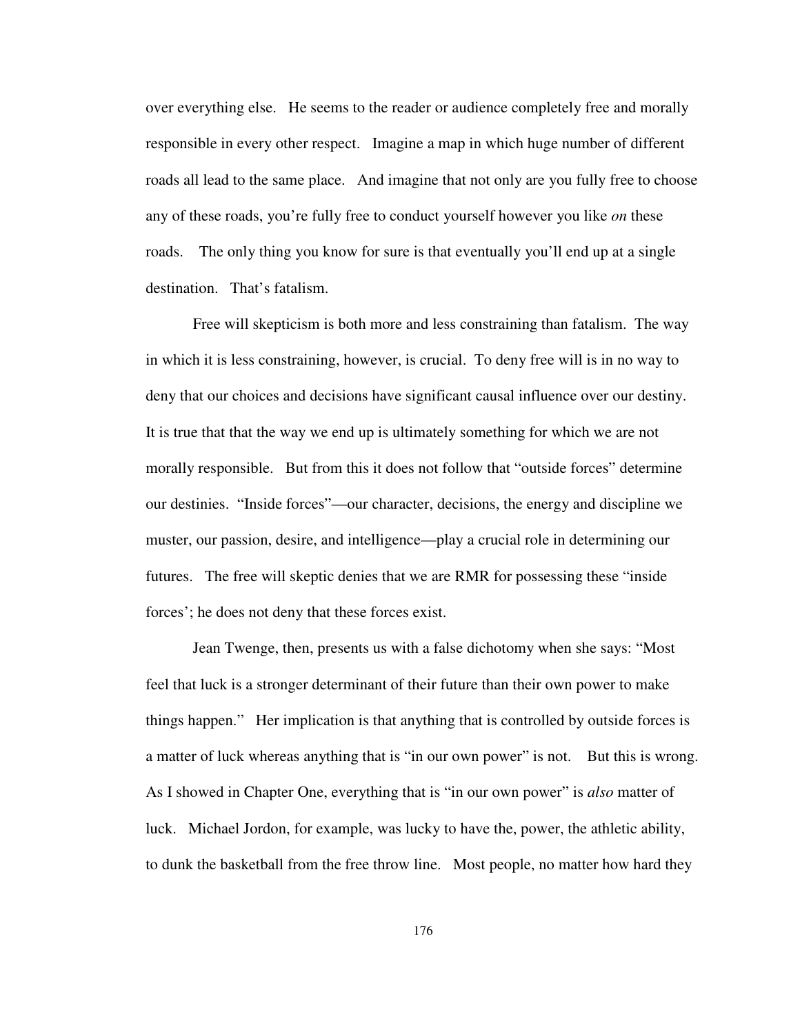over everything else. He seems to the reader or audience completely free and morally responsible in every other respect. Imagine a map in which huge number of different roads all lead to the same place. And imagine that not only are you fully free to choose any of these roads, you're fully free to conduct yourself however you like *on* these roads. The only thing you know for sure is that eventually you'll end up at a single destination. That's fatalism.

Free will skepticism is both more and less constraining than fatalism. The way in which it is less constraining, however, is crucial. To deny free will is in no way to deny that our choices and decisions have significant causal influence over our destiny. It is true that that the way we end up is ultimately something for which we are not morally responsible. But from this it does not follow that "outside forces" determine our destinies. "Inside forces"—our character, decisions, the energy and discipline we muster, our passion, desire, and intelligence—play a crucial role in determining our futures. The free will skeptic denies that we are RMR for possessing these "inside forces'; he does not deny that these forces exist.

Jean Twenge, then, presents us with a false dichotomy when she says: "Most feel that luck is a stronger determinant of their future than their own power to make things happen." Her implication is that anything that is controlled by outside forces is a matter of luck whereas anything that is "in our own power" is not. But this is wrong. As I showed in Chapter One, everything that is "in our own power" is *also* matter of luck. Michael Jordon, for example, was lucky to have the, power, the athletic ability, to dunk the basketball from the free throw line. Most people, no matter how hard they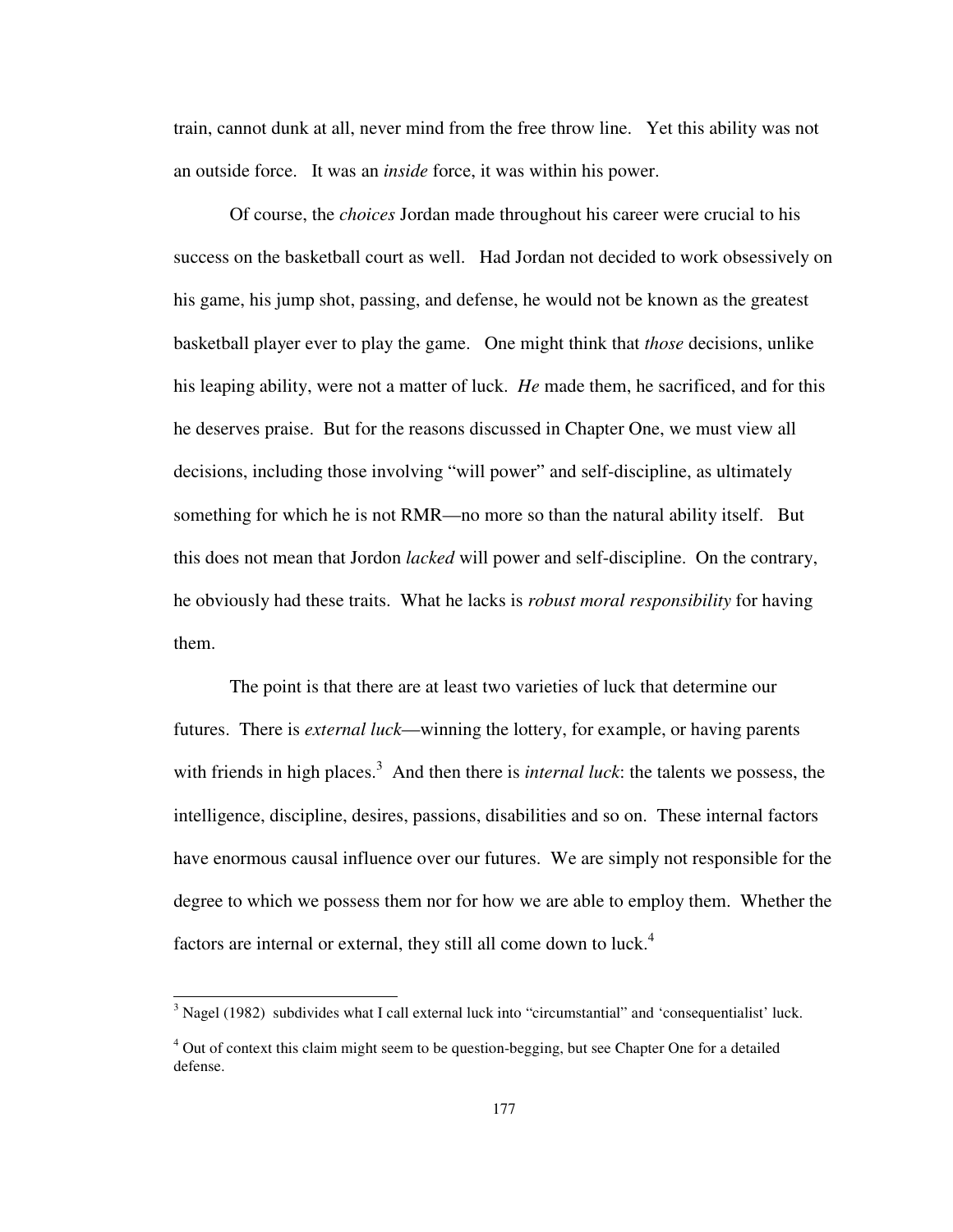train, cannot dunk at all, never mind from the free throw line. Yet this ability was not an outside force. It was an *inside* force, it was within his power.

Of course, the *choices* Jordan made throughout his career were crucial to his success on the basketball court as well. Had Jordan not decided to work obsessively on his game, his jump shot, passing, and defense, he would not be known as the greatest basketball player ever to play the game. One might think that *those* decisions, unlike his leaping ability, were not a matter of luck. *He* made them, he sacrificed, and for this he deserves praise. But for the reasons discussed in Chapter One, we must view all decisions, including those involving "will power" and self-discipline, as ultimately something for which he is not RMR—no more so than the natural ability itself. But this does not mean that Jordon *lacked* will power and self-discipline. On the contrary, he obviously had these traits. What he lacks is *robust moral responsibility* for having them.

The point is that there are at least two varieties of luck that determine our futures. There is *external luck*—winning the lottery, for example, or having parents with friends in high places.[3] And then there is *internal luck*: the talents we possess, the intelligence, discipline, desires, passions, disabilities and so on. These internal factors have enormous causal influence over our futures. We are simply not responsible for the degree to which we possess them nor for how we are able to employ them. Whether the factors are internal or external, they still all come down to luck.[4]

---

[3] Nagel (1982) subdivides what I call external luck into "circumstantial" and 'consequentialist' luck.

[4] Out of context this claim might seem to be question-begging, but see Chapter One for a detailed defense.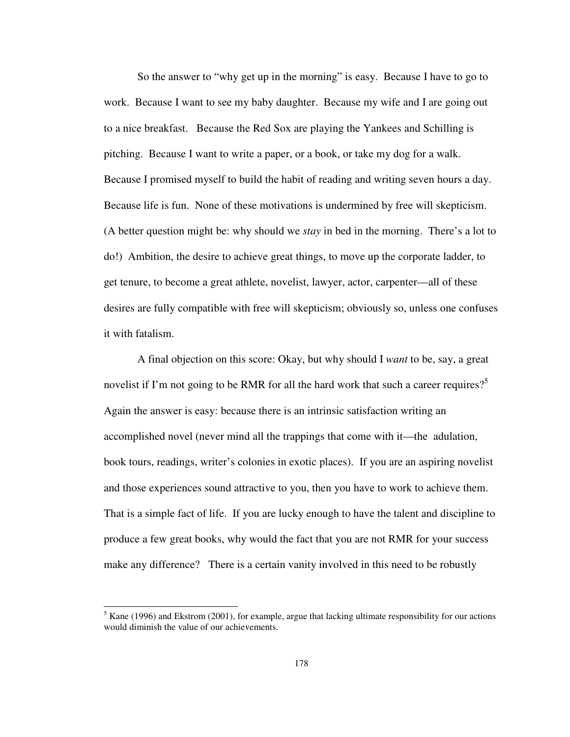So the answer to "why get up in the morning" is easy. Because I have to go to work. Because I want to see my baby daughter. Because my wife and I are going out to a nice breakfast. Because the Red Sox are playing the Yankees and Schilling is pitching. Because I want to write a paper, or a book, or take my dog for a walk. Because I promised myself to build the habit of reading and writing seven hours a day. Because life is fun. None of these motivations is undermined by free will skepticism. (A better question might be: why should we *stay* in bed in the morning. There's a lot to do!) Ambition, the desire to achieve great things, to move up the corporate ladder, to get tenure, to become a great athlete, novelist, lawyer, actor, carpenter—all of these desires are fully compatible with free will skepticism; obviously so, unless one confuses it with fatalism.

A final objection on this score: Okay, but why should I *want* to be, say, a great novelist if I'm not going to be RMR for all the hard work that such a career requires?[5] Again the answer is easy: because there is an intrinsic satisfaction writing an accomplished novel (never mind all the trappings that come with it—the adulation, book tours, readings, writer's colonies in exotic places). If you are an aspiring novelist and those experiences sound attractive to you, then you have to work to achieve them. That is a simple fact of life. If you are lucky enough to have the talent and discipline to produce a few great books, why would the fact that you are not RMR for your success make any difference? There is a certain vanity involved in this need to be robustly

[5] Kane (1996) and Ekstrom (2001), for example, argue that lacking ultimate responsibility for our actions would diminish the value of our achievements.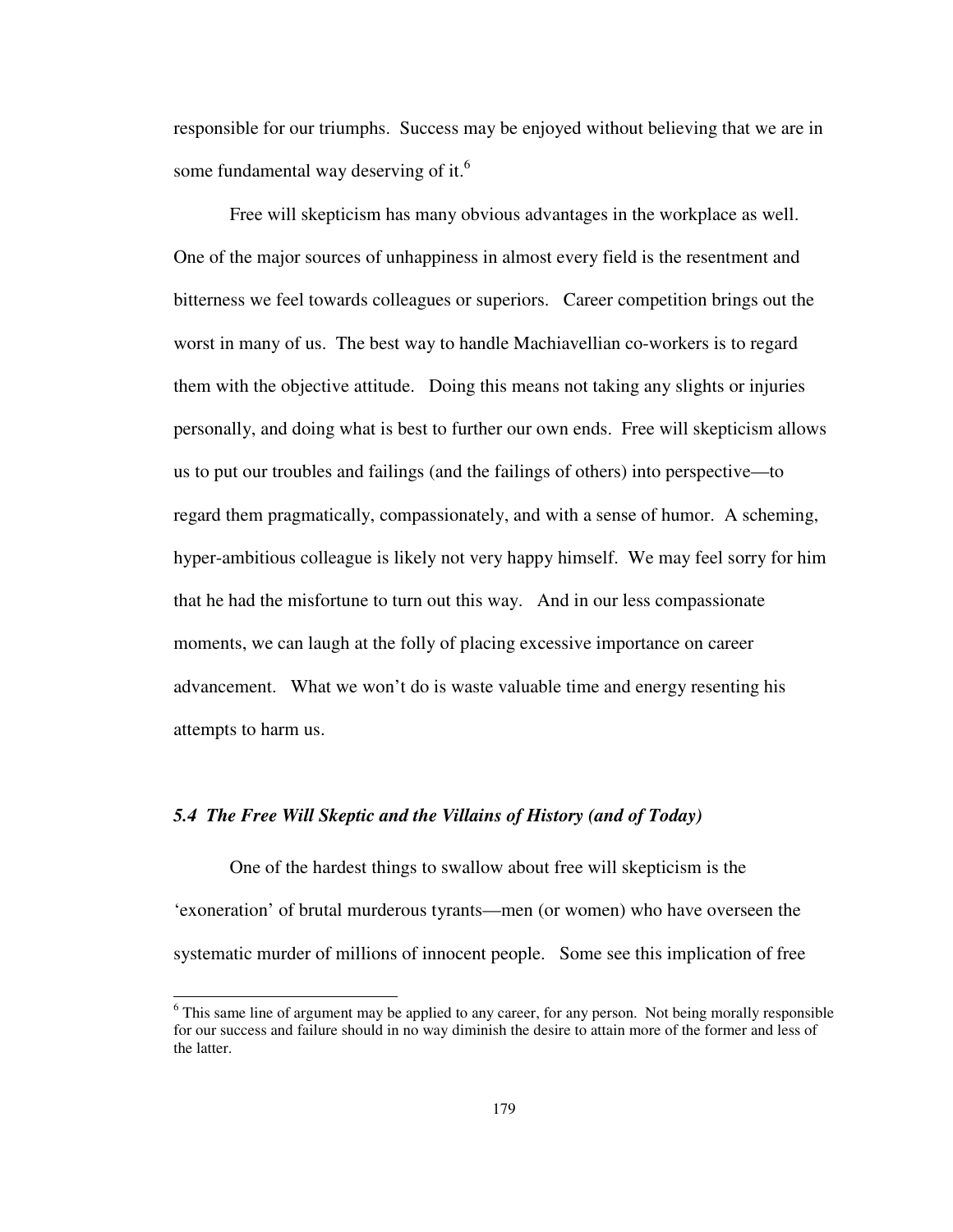responsible for our triumphs. Success may be enjoyed without believing that we are in some fundamental way deserving of it.[6]

Free will skepticism has many obvious advantages in the workplace as well. One of the major sources of unhappiness in almost every field is the resentment and bitterness we feel towards colleagues or superiors. Career competition brings out the worst in many of us. The best way to handle Machiavellian co-workers is to regard them with the objective attitude. Doing this means not taking any slights or injuries personally, and doing what is best to further our own ends. Free will skepticism allows us to put our troubles and failings (and the failings of others) into perspective—to regard them pragmatically, compassionately, and with a sense of humor. A scheming, hyper-ambitious colleague is likely not very happy himself. We may feel sorry for him that he had the misfortune to turn out this way. And in our less compassionate moments, we can laugh at the folly of placing excessive importance on career advancement. What we won't do is waste valuable time and energy resenting his attempts to harm us.

### *5.4 The Free Will Skeptic and the Villains of History (and of Today)*

One of the hardest things to swallow about free will skepticism is the 'exoneration' of brutal murderous tyrants—men (or women) who have overseen the systematic murder of millions of innocent people. Some see this implication of free

[6] This same line of argument may be applied to any career, for any person. Not being morally responsible for our success and failure should in no way diminish the desire to attain more of the former and less of the latter.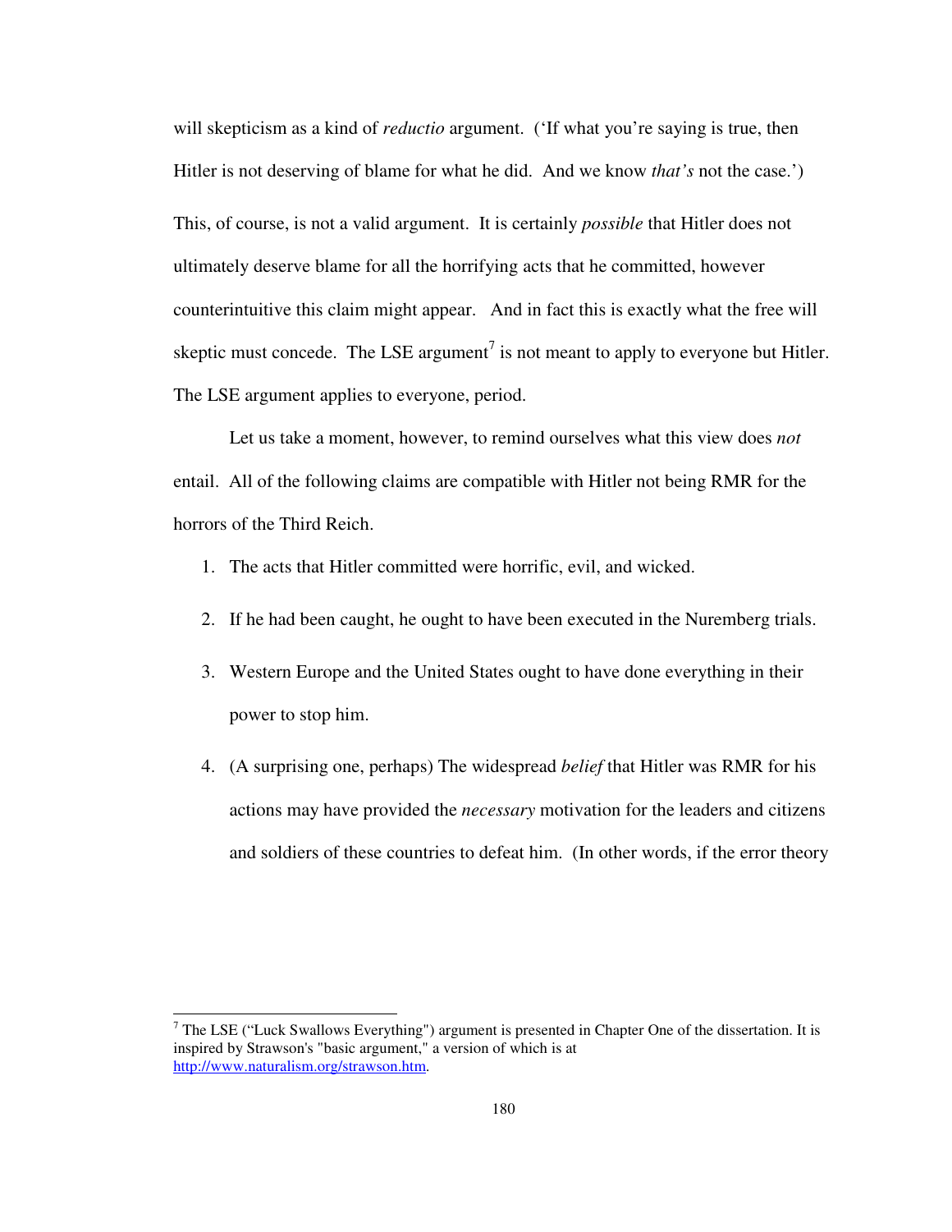will skepticism as a kind of *reductio* argument. ('If what you're saying is true, then Hitler is not deserving of blame for what he did. And we know *that's* not the case.')

This, of course, is not a valid argument. It is certainly *possible* that Hitler does not ultimately deserve blame for all the horrifying acts that he committed, however counterintuitive this claim might appear. And in fact this is exactly what the free will skeptic must concede. The LSE argument[7] is not meant to apply to everyone but Hitler. The LSE argument applies to everyone, period.

Let us take a moment, however, to remind ourselves what this view does *not* entail. All of the following claims are compatible with Hitler not being RMR for the horrors of the Third Reich.

1. The acts that Hitler committed were horrific, evil, and wicked.
2. If he had been caught, he ought to have been executed in the Nuremberg trials.
3. Western Europe and the United States ought to have done everything in their power to stop him.
4. (A surprising one, perhaps) The widespread *belief* that Hitler was RMR for his actions may have provided the *necessary* motivation for the leaders and citizens and soldiers of these countries to defeat him. (In other words, if the error theory

[7] The LSE ("Luck Swallows Everything") argument is presented in Chapter One of the dissertation. It is inspired by Strawson's "basic argument," a version of which is at http://www.naturalism.org/strawson.htm.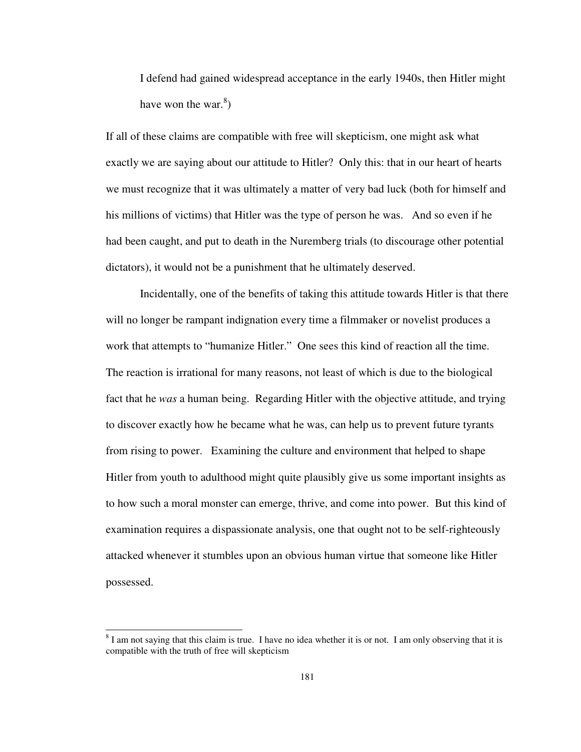I defend had gained widespread acceptance in the early 1940s, then Hitler might have won the war.[8])

If all of these claims are compatible with free will skepticism, one might ask what exactly we are saying about our attitude to Hitler? Only this: that in our heart of hearts we must recognize that it was ultimately a matter of very bad luck (both for himself and his millions of victims) that Hitler was the type of person he was. And so even if he had been caught, and put to death in the Nuremberg trials (to discourage other potential dictators), it would not be a punishment that he ultimately deserved.

Incidentally, one of the benefits of taking this attitude towards Hitler is that there will no longer be rampant indignation every time a filmmaker or novelist produces a work that attempts to "humanize Hitler." One sees this kind of reaction all the time. The reaction is irrational for many reasons, not least of which is due to the biological fact that he *was* a human being. Regarding Hitler with the objective attitude, and trying to discover exactly how he became what he was, can help us to prevent future tyrants from rising to power. Examining the culture and environment that helped to shape Hitler from youth to adulthood might quite plausibly give us some important insights as to how such a moral monster can emerge, thrive, and come into power. But this kind of examination requires a dispassionate analysis, one that ought not to be self-righteously attacked whenever it stumbles upon an obvious human virtue that someone like Hitler possessed.

---

[8] I am not saying that this claim is true. I have no idea whether it is or not. I am only observing that it is compatible with the truth of free will skepticism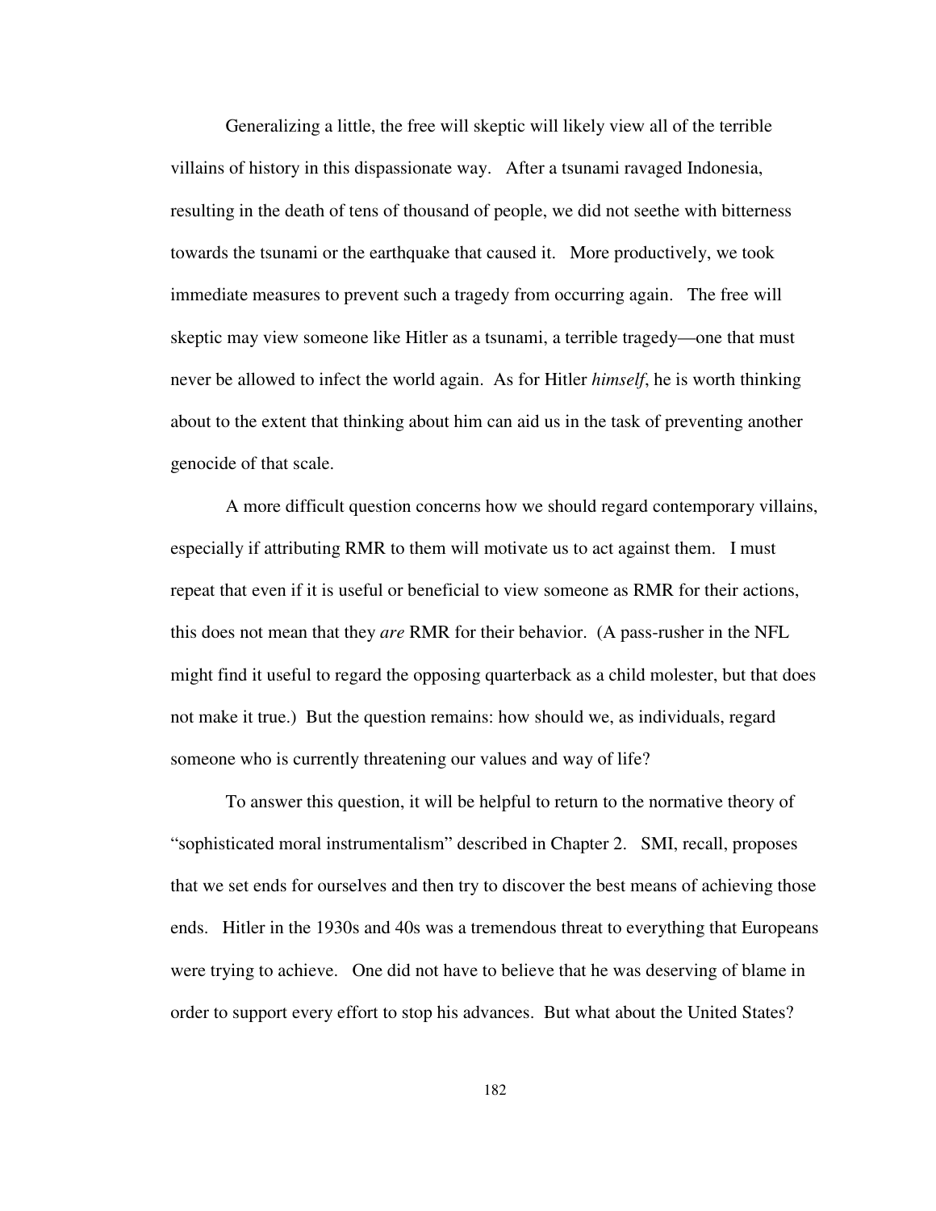Generalizing a little, the free will skeptic will likely view all of the terrible villains of history in this dispassionate way. After a tsunami ravaged Indonesia, resulting in the death of tens of thousand of people, we did not seethe with bitterness towards the tsunami or the earthquake that caused it. More productively, we took immediate measures to prevent such a tragedy from occurring again. The free will skeptic may view someone like Hitler as a tsunami, a terrible tragedy—one that must never be allowed to infect the world again. As for Hitler *himself*, he is worth thinking about to the extent that thinking about him can aid us in the task of preventing another genocide of that scale.

A more difficult question concerns how we should regard contemporary villains, especially if attributing RMR to them will motivate us to act against them. I must repeat that even if it is useful or beneficial to view someone as RMR for their actions, this does not mean that they *are* RMR for their behavior. (A pass-rusher in the NFL might find it useful to regard the opposing quarterback as a child molester, but that does not make it true.) But the question remains: how should we, as individuals, regard someone who is currently threatening our values and way of life?

To answer this question, it will be helpful to return to the normative theory of "sophisticated moral instrumentalism" described in Chapter 2. SMI, recall, proposes that we set ends for ourselves and then try to discover the best means of achieving those ends. Hitler in the 1930s and 40s was a tremendous threat to everything that Europeans were trying to achieve. One did not have to believe that he was deserving of blame in order to support every effort to stop his advances. But what about the United States?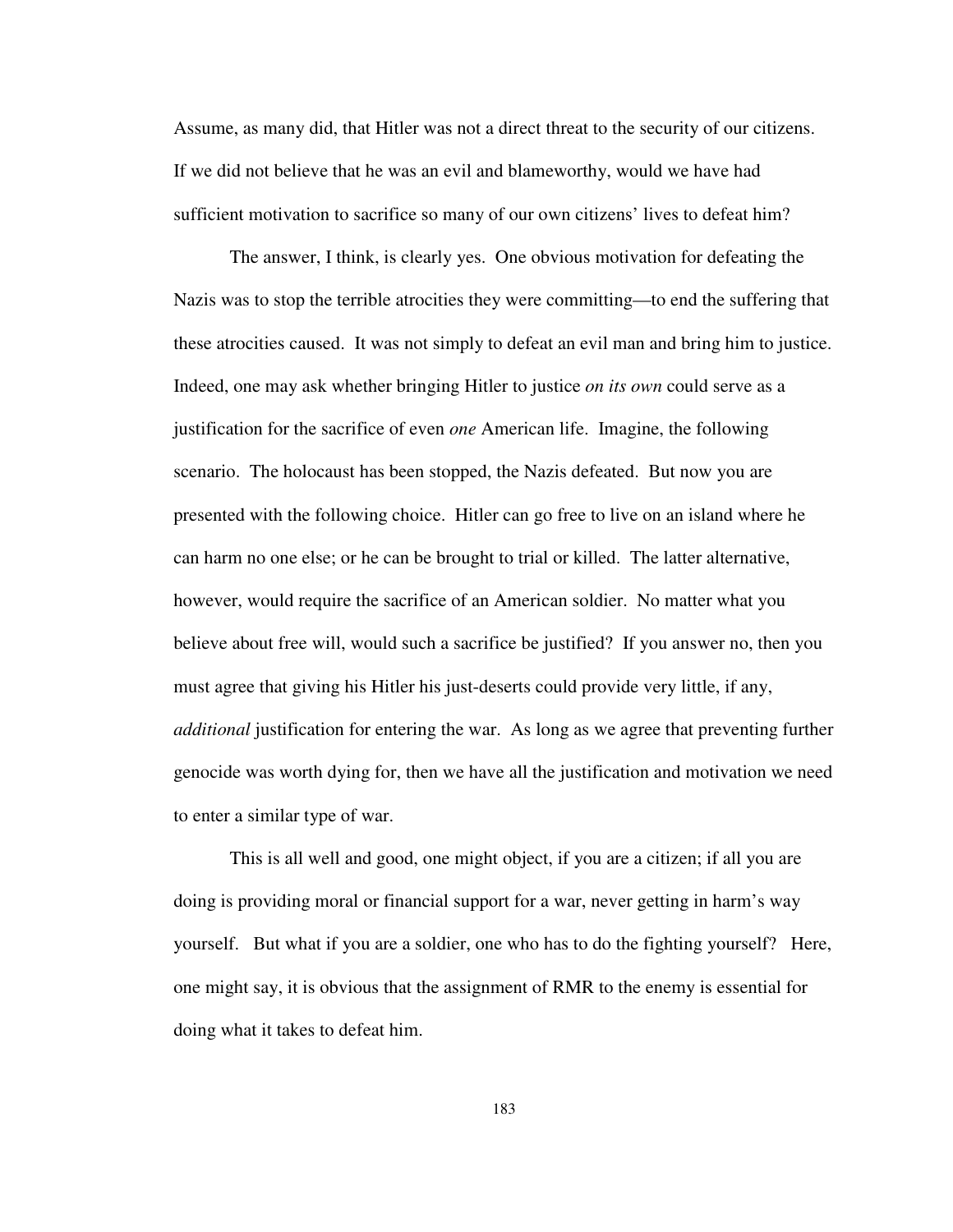Assume, as many did, that Hitler was not a direct threat to the security of our citizens. If we did not believe that he was an evil and blameworthy, would we have had sufficient motivation to sacrifice so many of our own citizens' lives to defeat him?

The answer, I think, is clearly yes. One obvious motivation for defeating the Nazis was to stop the terrible atrocities they were committing—to end the suffering that these atrocities caused. It was not simply to defeat an evil man and bring him to justice. Indeed, one may ask whether bringing Hitler to justice *on its own* could serve as a justification for the sacrifice of even *one* American life. Imagine, the following scenario. The holocaust has been stopped, the Nazis defeated. But now you are presented with the following choice. Hitler can go free to live on an island where he can harm no one else; or he can be brought to trial or killed. The latter alternative, however, would require the sacrifice of an American soldier. No matter what you believe about free will, would such a sacrifice be justified? If you answer no, then you must agree that giving his Hitler his just-deserts could provide very little, if any, *additional* justification for entering the war. As long as we agree that preventing further genocide was worth dying for, then we have all the justification and motivation we need to enter a similar type of war.

This is all well and good, one might object, if you are a citizen; if all you are doing is providing moral or financial support for a war, never getting in harm's way yourself. But what if you are a soldier, one who has to do the fighting yourself? Here, one might say, it is obvious that the assignment of RMR to the enemy is essential for doing what it takes to defeat him.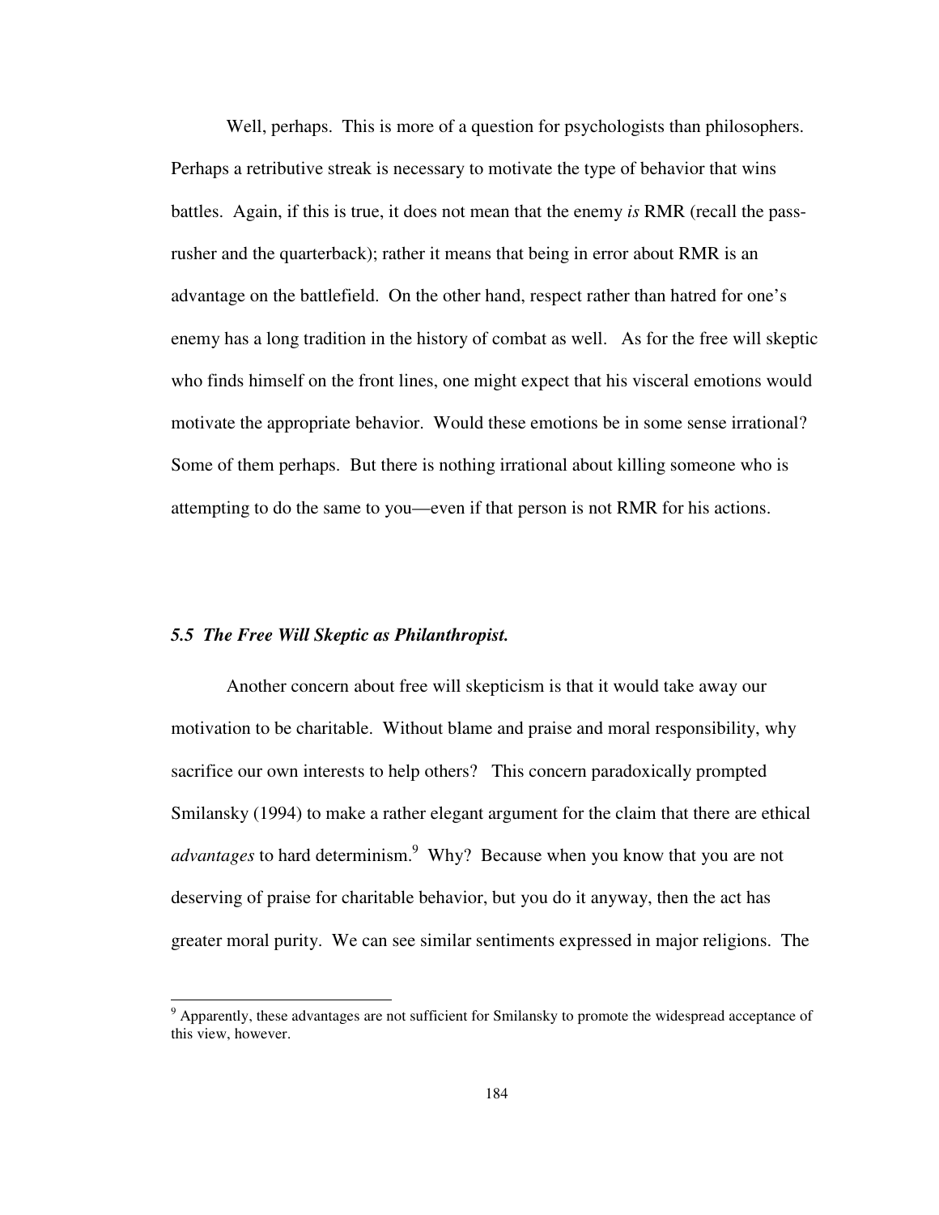Well, perhaps. This is more of a question for psychologists than philosophers. Perhaps a retributive streak is necessary to motivate the type of behavior that wins battles. Again, if this is true, it does not mean that the enemy *is* RMR (recall the pass-rusher and the quarterback); rather it means that being in error about RMR is an advantage on the battlefield. On the other hand, respect rather than hatred for one's enemy has a long tradition in the history of combat as well. As for the free will skeptic who finds himself on the front lines, one might expect that his visceral emotions would motivate the appropriate behavior. Would these emotions be in some sense irrational? Some of them perhaps. But there is nothing irrational about killing someone who is attempting to do the same to you—even if that person is not RMR for his actions.

### *5.5 The Free Will Skeptic as Philanthropist.*

Another concern about free will skepticism is that it would take away our motivation to be charitable. Without blame and praise and moral responsibility, why sacrifice our own interests to help others? This concern paradoxically prompted Smilansky (1994) to make a rather elegant argument for the claim that there are ethical *advantages* to hard determinism.[9] Why? Because when you know that you are not deserving of praise for charitable behavior, but you do it anyway, then the act has greater moral purity. We can see similar sentiments expressed in major religions. The

[9] Apparently, these advantages are not sufficient for Smilansky to promote the widespread acceptance of this view, however.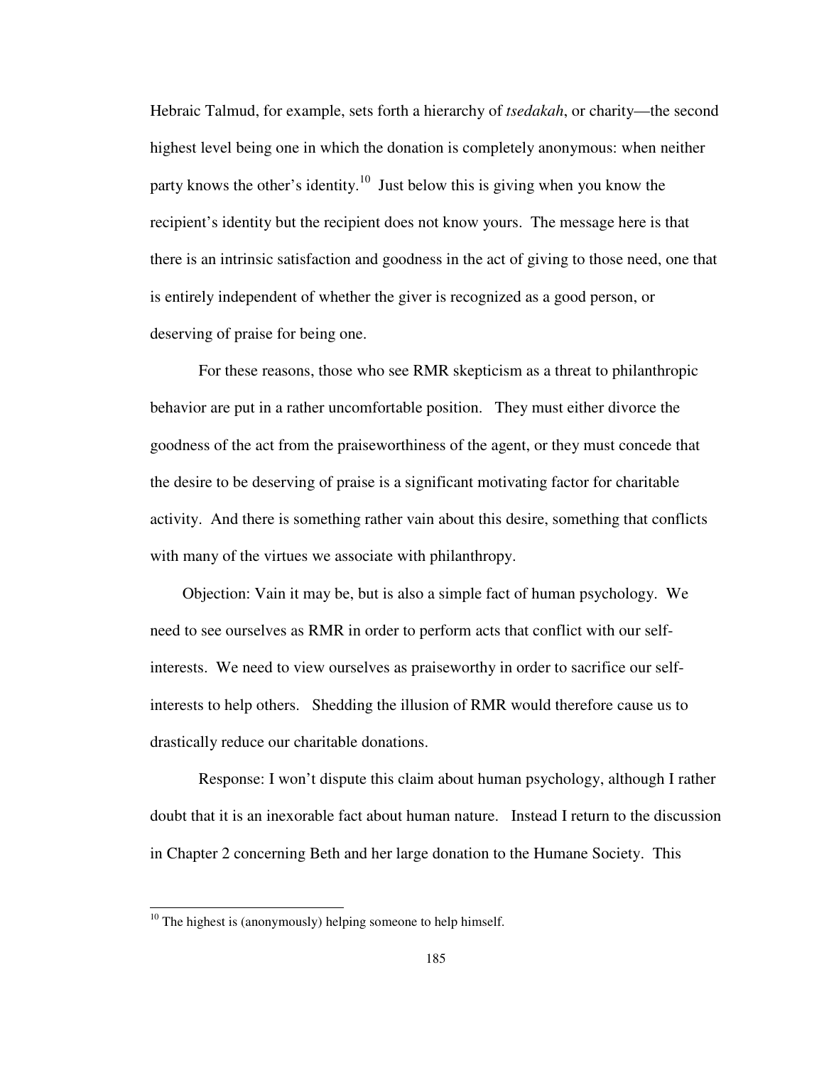Hebraic Talmud, for example, sets forth a hierarchy of *tsedakah*, or charity—the second highest level being one in which the donation is completely anonymous: when neither party knows the other's identity.[10] Just below this is giving when you know the recipient's identity but the recipient does not know yours. The message here is that there is an intrinsic satisfaction and goodness in the act of giving to those need, one that is entirely independent of whether the giver is recognized as a good person, or deserving of praise for being one.

For these reasons, those who see RMR skepticism as a threat to philanthropic behavior are put in a rather uncomfortable position. They must either divorce the goodness of the act from the praiseworthiness of the agent, or they must concede that the desire to be deserving of praise is a significant motivating factor for charitable activity. And there is something rather vain about this desire, something that conflicts with many of the virtues we associate with philanthropy.

Objection: Vain it may be, but is also a simple fact of human psychology. We need to see ourselves as RMR in order to perform acts that conflict with our self-interests. We need to view ourselves as praiseworthy in order to sacrifice our self-interests to help others. Shedding the illusion of RMR would therefore cause us to drastically reduce our charitable donations.

Response: I won't dispute this claim about human psychology, although I rather doubt that it is an inexorable fact about human nature. Instead I return to the discussion in Chapter 2 concerning Beth and her large donation to the Humane Society. This

[10] The highest is (anonymously) helping someone to help himself.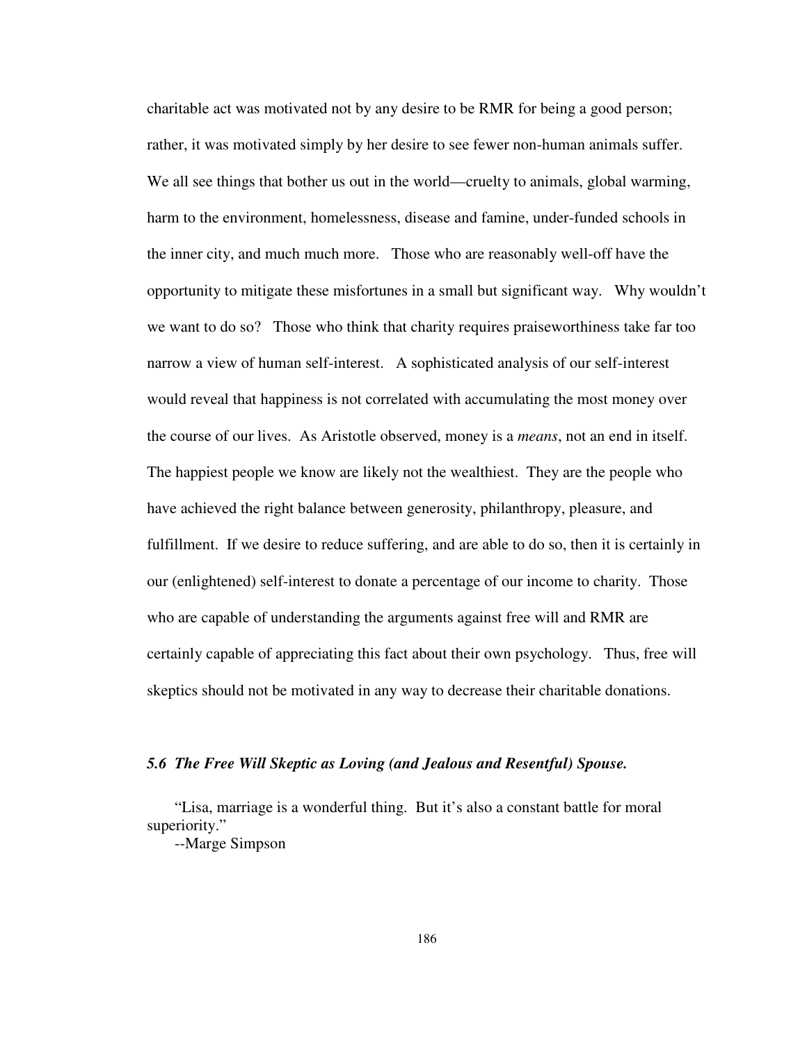charitable act was motivated not by any desire to be RMR for being a good person; rather, it was motivated simply by her desire to see fewer non-human animals suffer. We all see things that bother us out in the world—cruelty to animals, global warming, harm to the environment, homelessness, disease and famine, under-funded schools in the inner city, and much much more. Those who are reasonably well-off have the opportunity to mitigate these misfortunes in a small but significant way. Why wouldn't we want to do so? Those who think that charity requires praiseworthiness take far too narrow a view of human self-interest. A sophisticated analysis of our self-interest would reveal that happiness is not correlated with accumulating the most money over the course of our lives. As Aristotle observed, money is a *means*, not an end in itself. The happiest people we know are likely not the wealthiest. They are the people who have achieved the right balance between generosity, philanthropy, pleasure, and fulfillment. If we desire to reduce suffering, and are able to do so, then it is certainly in our (enlightened) self-interest to donate a percentage of our income to charity. Those who are capable of understanding the arguments against free will and RMR are certainly capable of appreciating this fact about their own psychology. Thus, free will skeptics should not be motivated in any way to decrease their charitable donations.

### *5.6 The Free Will Skeptic as Loving (and Jealous and Resentful) Spouse.*

"Lisa, marriage is a wonderful thing. But it's also a constant battle for moral superiority."

--Marge Simpson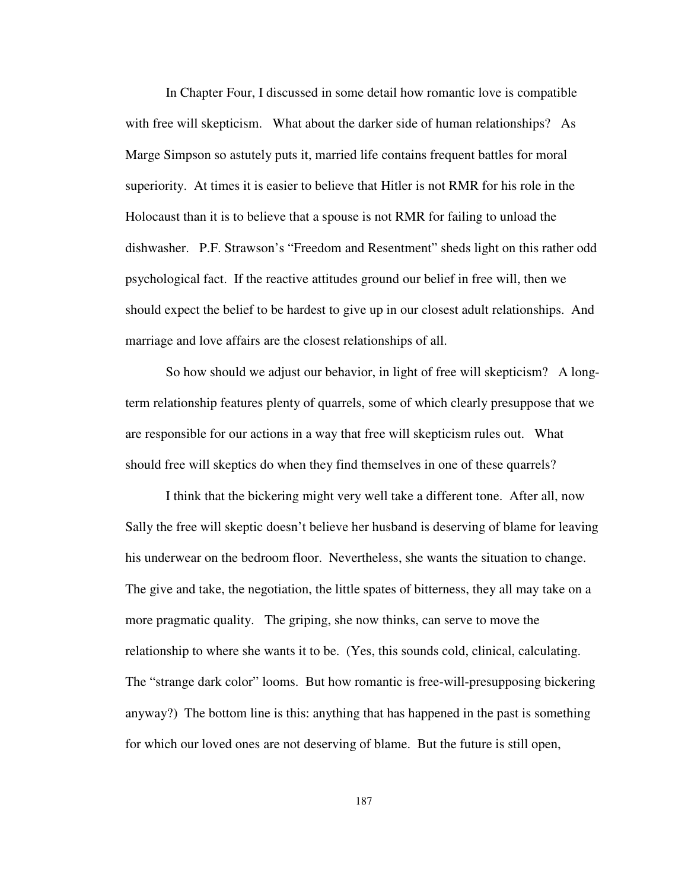In Chapter Four, I discussed in some detail how romantic love is compatible with free will skepticism. What about the darker side of human relationships? As Marge Simpson so astutely puts it, married life contains frequent battles for moral superiority. At times it is easier to believe that Hitler is not RMR for his role in the Holocaust than it is to believe that a spouse is not RMR for failing to unload the dishwasher. P.F. Strawson's "Freedom and Resentment" sheds light on this rather odd psychological fact. If the reactive attitudes ground our belief in free will, then we should expect the belief to be hardest to give up in our closest adult relationships. And marriage and love affairs are the closest relationships of all.

So how should we adjust our behavior, in light of free will skepticism? A long-term relationship features plenty of quarrels, some of which clearly presuppose that we are responsible for our actions in a way that free will skepticism rules out. What should free will skeptics do when they find themselves in one of these quarrels?

I think that the bickering might very well take a different tone. After all, now Sally the free will skeptic doesn't believe her husband is deserving of blame for leaving his underwear on the bedroom floor. Nevertheless, she wants the situation to change. The give and take, the negotiation, the little spates of bitterness, they all may take on a more pragmatic quality. The griping, she now thinks, can serve to move the relationship to where she wants it to be. (Yes, this sounds cold, clinical, calculating. The "strange dark color" looms. But how romantic is free-will-presupposing bickering anyway?) The bottom line is this: anything that has happened in the past is something for which our loved ones are not deserving of blame. But the future is still open,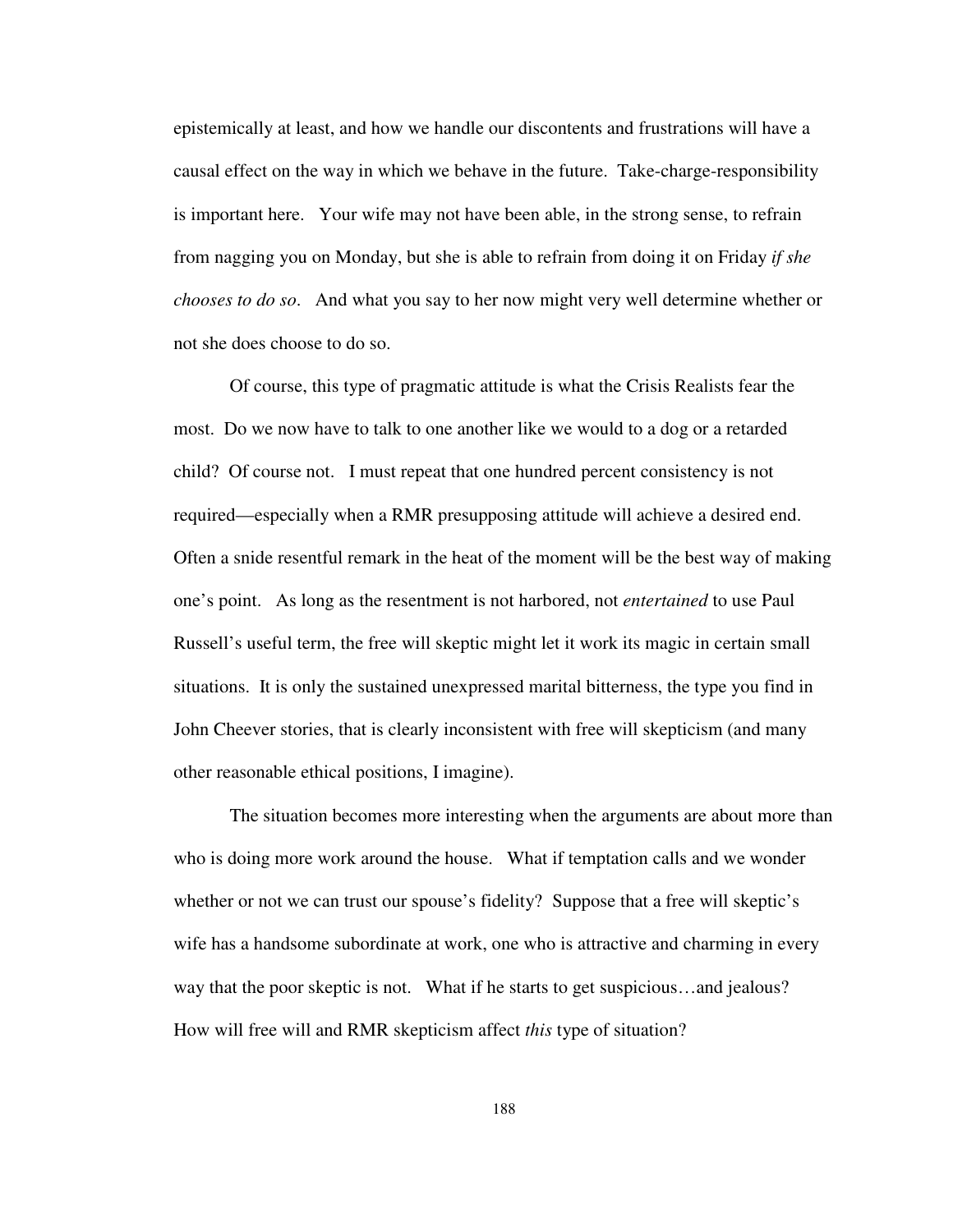epistemically at least, and how we handle our discontents and frustrations will have a causal effect on the way in which we behave in the future. Take-charge-responsibility is important here. Your wife may not have been able, in the strong sense, to refrain from nagging you on Monday, but she is able to refrain from doing it on Friday *if she chooses to do so*. And what you say to her now might very well determine whether or not she does choose to do so.

Of course, this type of pragmatic attitude is what the Crisis Realists fear the most. Do we now have to talk to one another like we would to a dog or a retarded child? Of course not. I must repeat that one hundred percent consistency is not required—especially when a RMR presupposing attitude will achieve a desired end. Often a snide resentful remark in the heat of the moment will be the best way of making one's point. As long as the resentment is not harbored, not *entertained* to use Paul Russell's useful term, the free will skeptic might let it work its magic in certain small situations. It is only the sustained unexpressed marital bitterness, the type you find in John Cheever stories, that is clearly inconsistent with free will skepticism (and many other reasonable ethical positions, I imagine).

The situation becomes more interesting when the arguments are about more than who is doing more work around the house. What if temptation calls and we wonder whether or not we can trust our spouse's fidelity? Suppose that a free will skeptic's wife has a handsome subordinate at work, one who is attractive and charming in every way that the poor skeptic is not. What if he starts to get suspicious…and jealous? How will free will and RMR skepticism affect *this* type of situation?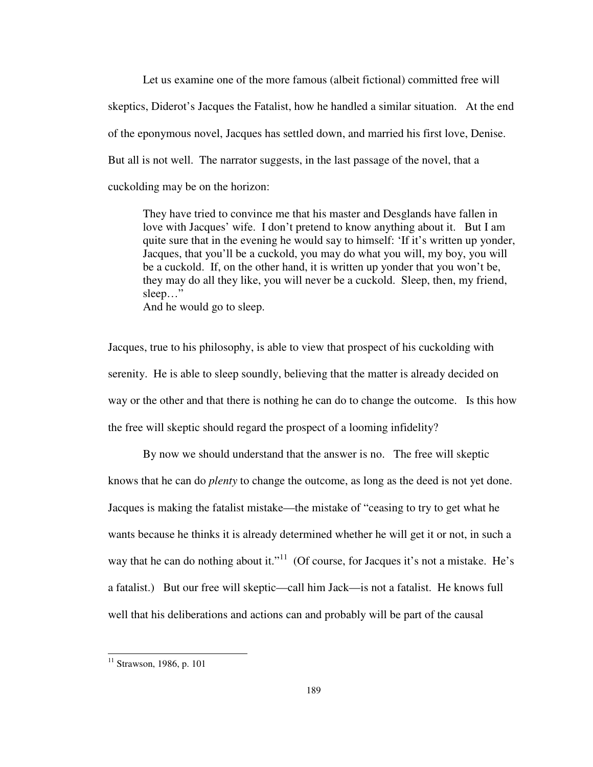Let us examine one of the more famous (albeit fictional) committed free will skeptics, Diderot's Jacques the Fatalist, how he handled a similar situation. At the end of the eponymous novel, Jacques has settled down, and married his first love, Denise. But all is not well. The narrator suggests, in the last passage of the novel, that a cuckolding may be on the horizon:

> They have tried to convince me that his master and Desglands have fallen in love with Jacques' wife. I don't pretend to know anything about it. But I am quite sure that in the evening he would say to himself: 'If it's written up yonder, Jacques, that you'll be a cuckold, you may do what you will, my boy, you will be a cuckold. If, on the other hand, it is written up yonder that you won't be, they may do all they like, you will never be a cuckold. Sleep, then, my friend, sleep…"
> And he would go to sleep.

Jacques, true to his philosophy, is able to view that prospect of his cuckolding with serenity. He is able to sleep soundly, believing that the matter is already decided on way or the other and that there is nothing he can do to change the outcome. Is this how the free will skeptic should regard the prospect of a looming infidelity?

By now we should understand that the answer is no. The free will skeptic knows that he can do *plenty* to change the outcome, as long as the deed is not yet done. Jacques is making the fatalist mistake—the mistake of "ceasing to try to get what he wants because he thinks it is already determined whether he will get it or not, in such a way that he can do nothing about it."[11] (Of course, for Jacques it's not a mistake. He's a fatalist.) But our free will skeptic—call him Jack—is not a fatalist. He knows full well that his deliberations and actions can and probably will be part of the causal

---

[11] Strawson, 1986, p. 101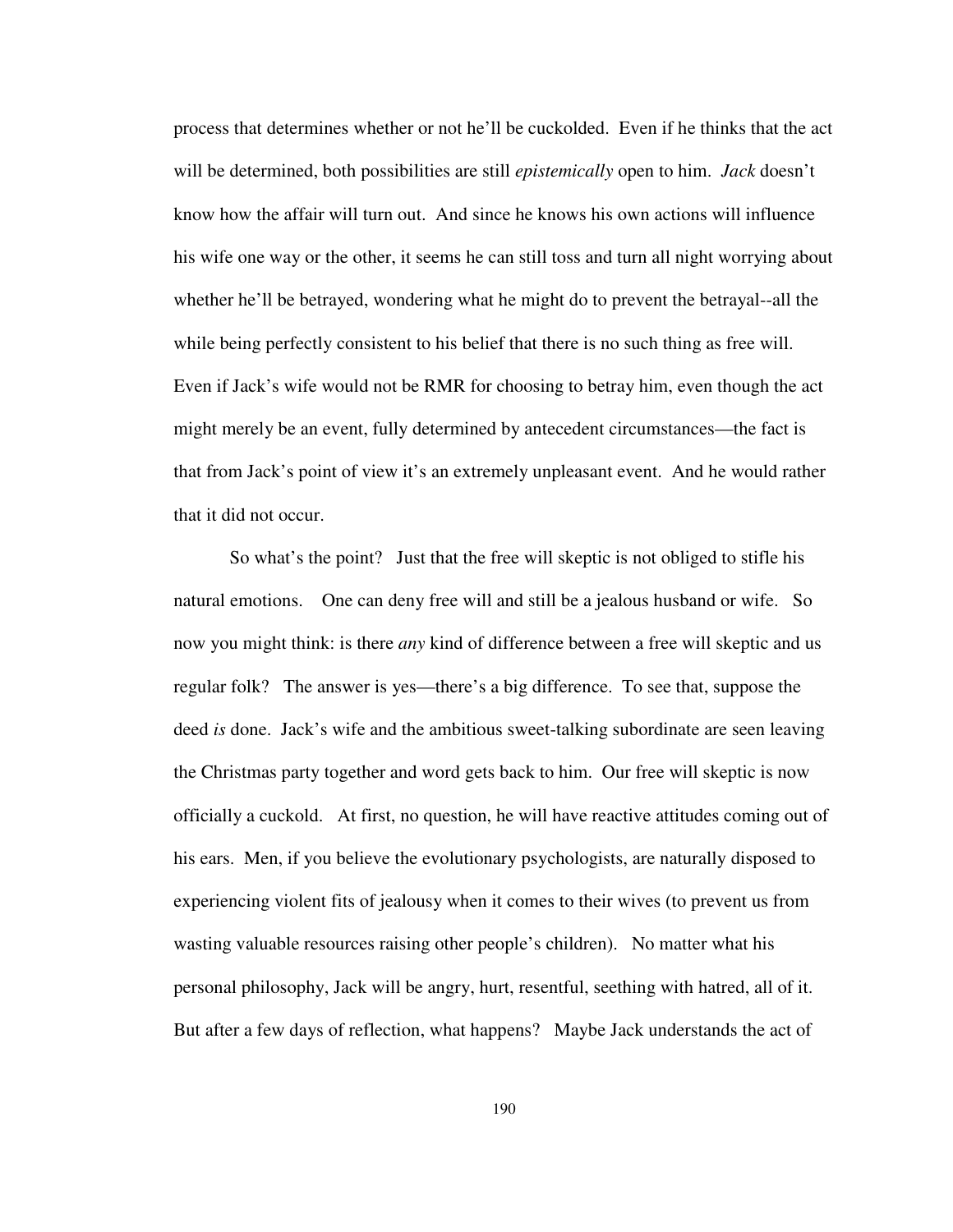process that determines whether or not he'll be cuckolded. Even if he thinks that the act will be determined, both possibilities are still *epistemically* open to him. *Jack* doesn't know how the affair will turn out. And since he knows his own actions will influence his wife one way or the other, it seems he can still toss and turn all night worrying about whether he'll be betrayed, wondering what he might do to prevent the betrayal--all the while being perfectly consistent to his belief that there is no such thing as free will. Even if Jack's wife would not be RMR for choosing to betray him, even though the act might merely be an event, fully determined by antecedent circumstances—the fact is that from Jack's point of view it's an extremely unpleasant event. And he would rather that it did not occur.

So what's the point? Just that the free will skeptic is not obliged to stifle his natural emotions. One can deny free will and still be a jealous husband or wife. So now you might think: is there *any* kind of difference between a free will skeptic and us regular folk? The answer is yes—there's a big difference. To see that, suppose the deed *is* done. Jack's wife and the ambitious sweet-talking subordinate are seen leaving the Christmas party together and word gets back to him. Our free will skeptic is now officially a cuckold. At first, no question, he will have reactive attitudes coming out of his ears. Men, if you believe the evolutionary psychologists, are naturally disposed to experiencing violent fits of jealousy when it comes to their wives (to prevent us from wasting valuable resources raising other people's children). No matter what his personal philosophy, Jack will be angry, hurt, resentful, seething with hatred, all of it. But after a few days of reflection, what happens? Maybe Jack understands the act of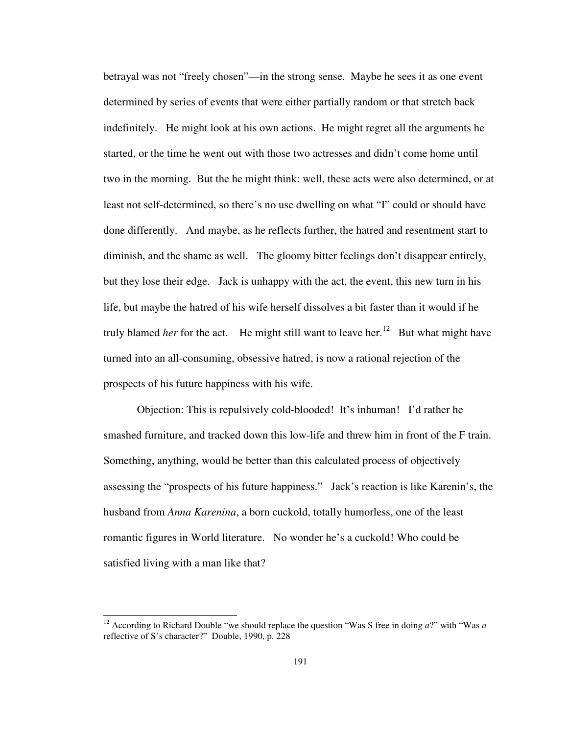betrayal was not "freely chosen"—in the strong sense. Maybe he sees it as one event determined by series of events that were either partially random or that stretch back indefinitely. He might look at his own actions. He might regret all the arguments he started, or the time he went out with those two actresses and didn't come home until two in the morning. But the he might think: well, these acts were also determined, or at least not self-determined, so there's no use dwelling on what "I" could or should have done differently. And maybe, as he reflects further, the hatred and resentment start to diminish, and the shame as well. The gloomy bitter feelings don't disappear entirely, but they lose their edge. Jack is unhappy with the act, the event, this new turn in his life, but maybe the hatred of his wife herself dissolves a bit faster than it would if he truly blamed *her* for the act. He might still want to leave her.[12] But what might have turned into an all-consuming, obsessive hatred, is now a rational rejection of the prospects of his future happiness with his wife.

Objection: This is repulsively cold-blooded! It's inhuman! I'd rather he smashed furniture, and tracked down this low-life and threw him in front of the F train. Something, anything, would be better than this calculated process of objectively assessing the "prospects of his future happiness." Jack's reaction is like Karenin's, the husband from *Anna Karenina*, a born cuckold, totally humorless, one of the least romantic figures in World literature. No wonder he's a cuckold! Who could be satisfied living with a man like that?

---

[12] According to Richard Double "we should replace the question "Was S free in doing *a*?" with "Was *a* reflective of S's character?" Double, 1990, p. 228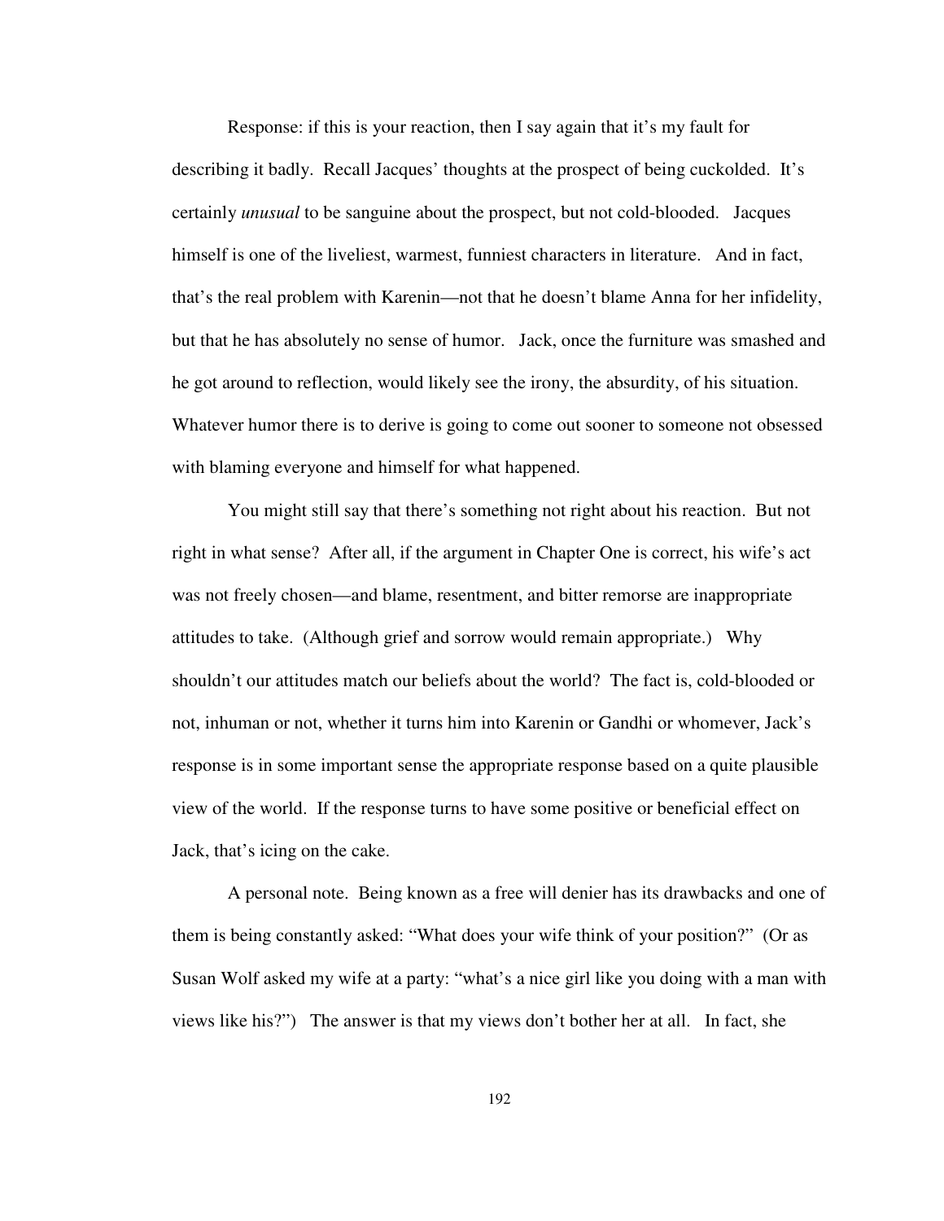Response: if this is your reaction, then I say again that it's my fault for describing it badly. Recall Jacques' thoughts at the prospect of being cuckolded. It's certainly *unusual* to be sanguine about the prospect, but not cold-blooded. Jacques himself is one of the liveliest, warmest, funniest characters in literature. And in fact, that's the real problem with Karenin—not that he doesn't blame Anna for her infidelity, but that he has absolutely no sense of humor. Jack, once the furniture was smashed and he got around to reflection, would likely see the irony, the absurdity, of his situation. Whatever humor there is to derive is going to come out sooner to someone not obsessed with blaming everyone and himself for what happened.

You might still say that there's something not right about his reaction. But not right in what sense? After all, if the argument in Chapter One is correct, his wife's act was not freely chosen—and blame, resentment, and bitter remorse are inappropriate attitudes to take. (Although grief and sorrow would remain appropriate.) Why shouldn't our attitudes match our beliefs about the world? The fact is, cold-blooded or not, inhuman or not, whether it turns him into Karenin or Gandhi or whomever, Jack's response is in some important sense the appropriate response based on a quite plausible view of the world. If the response turns to have some positive or beneficial effect on Jack, that's icing on the cake.

A personal note. Being known as a free will denier has its drawbacks and one of them is being constantly asked: "What does your wife think of your position?" (Or as Susan Wolf asked my wife at a party: "what's a nice girl like you doing with a man with views like his?") The answer is that my views don't bother her at all. In fact, she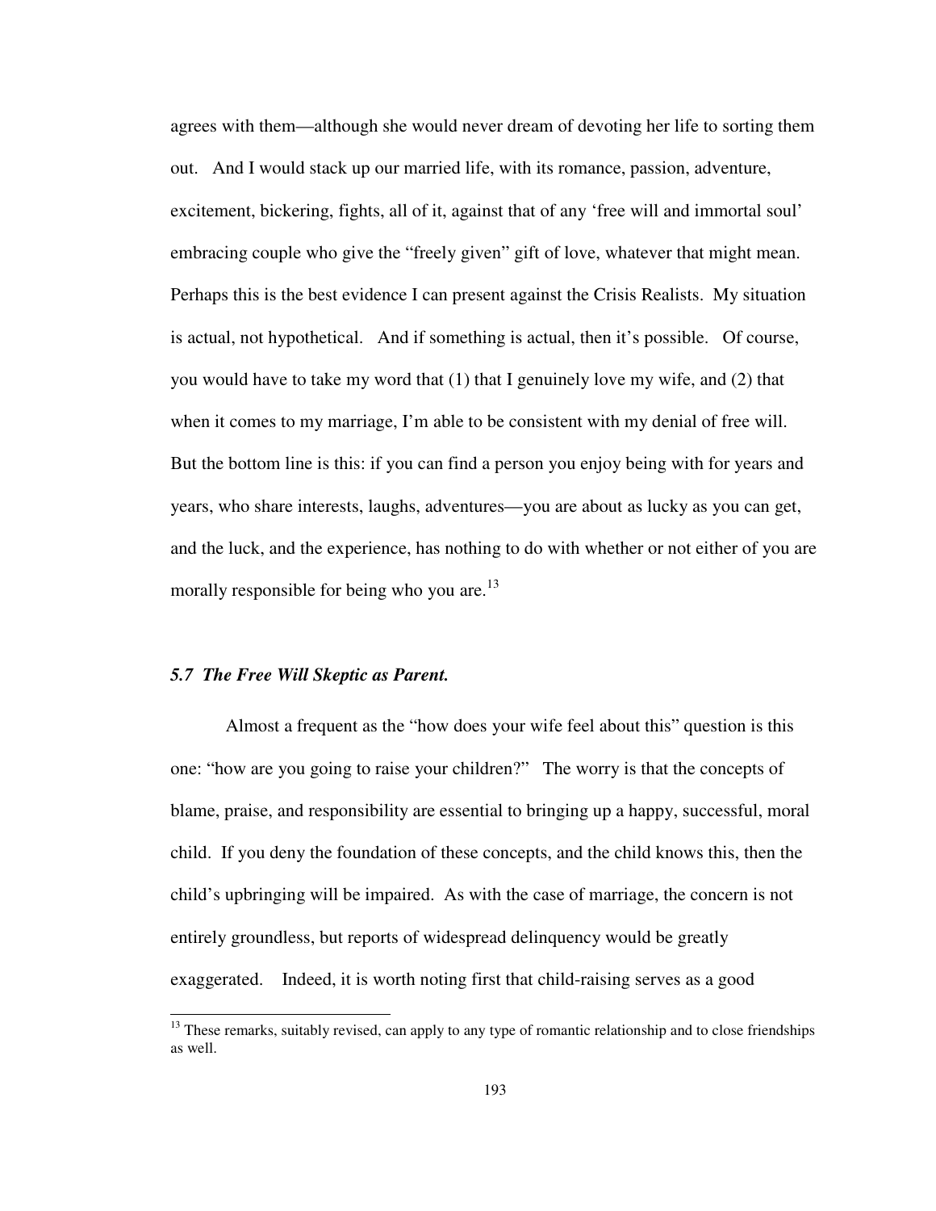agrees with them—although she would never dream of devoting her life to sorting them out. And I would stack up our married life, with its romance, passion, adventure, excitement, bickering, fights, all of it, against that of any 'free will and immortal soul' embracing couple who give the "freely given" gift of love, whatever that might mean. Perhaps this is the best evidence I can present against the Crisis Realists. My situation is actual, not hypothetical. And if something is actual, then it's possible. Of course, you would have to take my word that (1) that I genuinely love my wife, and (2) that when it comes to my marriage, I'm able to be consistent with my denial of free will. But the bottom line is this: if you can find a person you enjoy being with for years and years, who share interests, laughs, adventures—you are about as lucky as you can get, and the luck, and the experience, has nothing to do with whether or not either of you are morally responsible for being who you are.[13]

### *5.7 The Free Will Skeptic as Parent.*

Almost a frequent as the "how does your wife feel about this" question is this one: "how are you going to raise your children?" The worry is that the concepts of blame, praise, and responsibility are essential to bringing up a happy, successful, moral child. If you deny the foundation of these concepts, and the child knows this, then the child's upbringing will be impaired. As with the case of marriage, the concern is not entirely groundless, but reports of widespread delinquency would be greatly exaggerated. Indeed, it is worth noting first that child-raising serves as a good

[13] These remarks, suitably revised, can apply to any type of romantic relationship and to close friendships as well.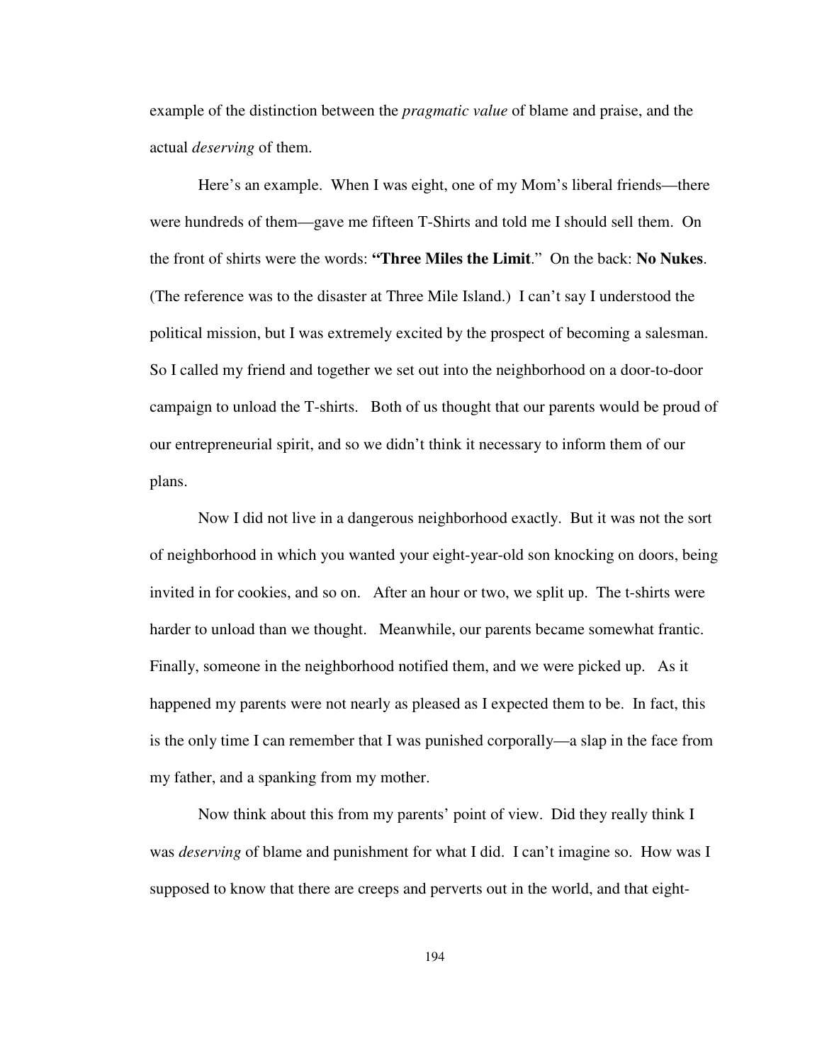example of the distinction between the *pragmatic value* of blame and praise, and the actual *deserving* of them.

Here's an example. When I was eight, one of my Mom's liberal friends—there were hundreds of them—gave me fifteen T-Shirts and told me I should sell them. On the front of shirts were the words: **"Three Miles the Limit**." On the back: **No Nukes**. (The reference was to the disaster at Three Mile Island.) I can't say I understood the political mission, but I was extremely excited by the prospect of becoming a salesman. So I called my friend and together we set out into the neighborhood on a door-to-door campaign to unload the T-shirts. Both of us thought that our parents would be proud of our entrepreneurial spirit, and so we didn't think it necessary to inform them of our plans.

Now I did not live in a dangerous neighborhood exactly. But it was not the sort of neighborhood in which you wanted your eight-year-old son knocking on doors, being invited in for cookies, and so on. After an hour or two, we split up. The t-shirts were harder to unload than we thought. Meanwhile, our parents became somewhat frantic. Finally, someone in the neighborhood notified them, and we were picked up. As it happened my parents were not nearly as pleased as I expected them to be. In fact, this is the only time I can remember that I was punished corporally—a slap in the face from my father, and a spanking from my mother.

Now think about this from my parents' point of view. Did they really think I was *deserving* of blame and punishment for what I did. I can't imagine so. How was I supposed to know that there are creeps and perverts out in the world, and that eight-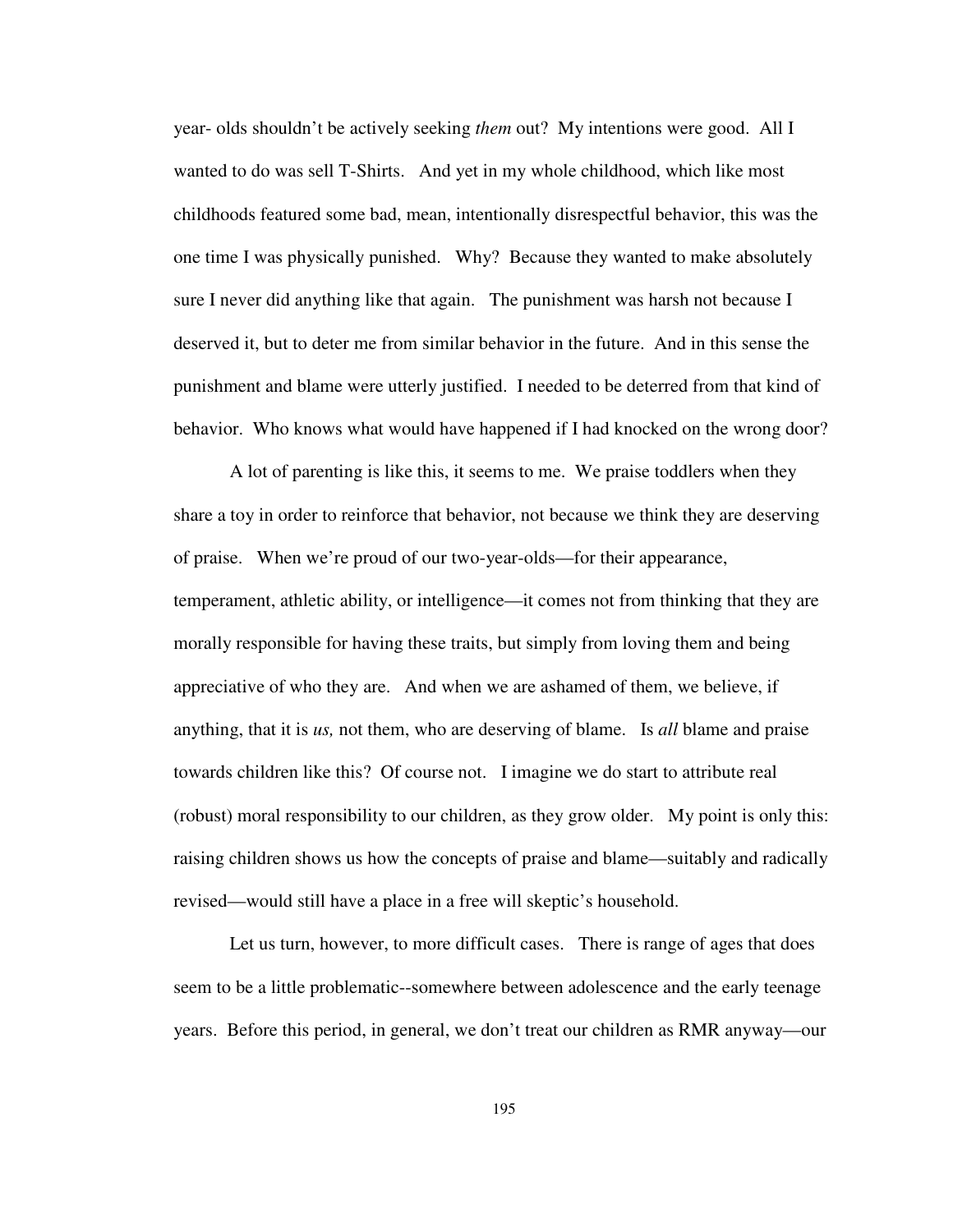year- olds shouldn't be actively seeking *them* out? My intentions were good. All I wanted to do was sell T-Shirts. And yet in my whole childhood, which like most childhoods featured some bad, mean, intentionally disrespectful behavior, this was the one time I was physically punished. Why? Because they wanted to make absolutely sure I never did anything like that again. The punishment was harsh not because I deserved it, but to deter me from similar behavior in the future. And in this sense the punishment and blame were utterly justified. I needed to be deterred from that kind of behavior. Who knows what would have happened if I had knocked on the wrong door?

A lot of parenting is like this, it seems to me. We praise toddlers when they share a toy in order to reinforce that behavior, not because we think they are deserving of praise. When we're proud of our two-year-olds—for their appearance, temperament, athletic ability, or intelligence—it comes not from thinking that they are morally responsible for having these traits, but simply from loving them and being appreciative of who they are. And when we are ashamed of them, we believe, if anything, that it is *us,* not them, who are deserving of blame. Is *all* blame and praise towards children like this? Of course not. I imagine we do start to attribute real (robust) moral responsibility to our children, as they grow older. My point is only this: raising children shows us how the concepts of praise and blame—suitably and radically revised—would still have a place in a free will skeptic's household.

Let us turn, however, to more difficult cases. There is range of ages that does seem to be a little problematic--somewhere between adolescence and the early teenage years. Before this period, in general, we don't treat our children as RMR anyway—our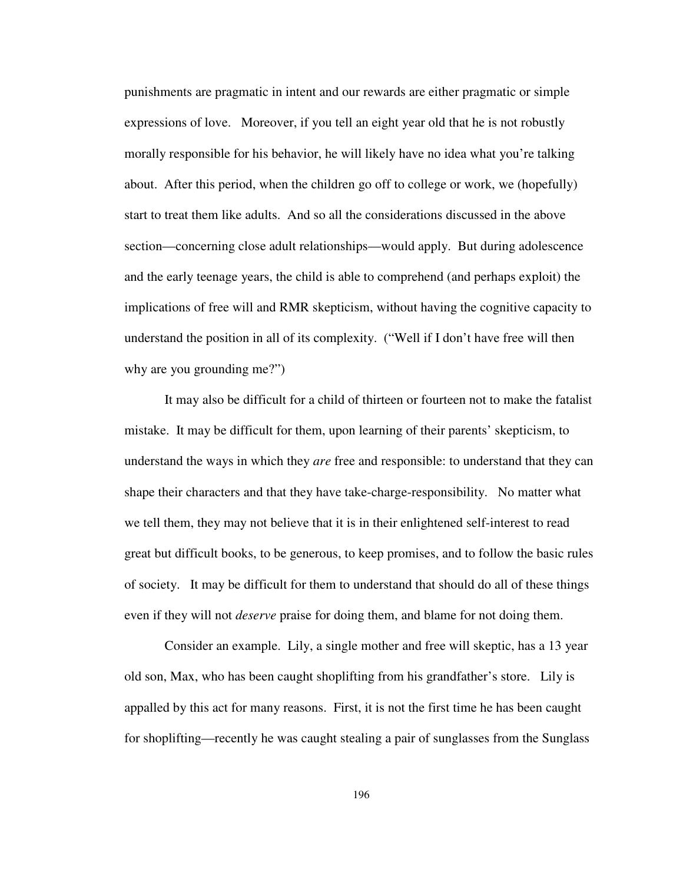punishments are pragmatic in intent and our rewards are either pragmatic or simple expressions of love. Moreover, if you tell an eight year old that he is not robustly morally responsible for his behavior, he will likely have no idea what you're talking about. After this period, when the children go off to college or work, we (hopefully) start to treat them like adults. And so all the considerations discussed in the above section—concerning close adult relationships—would apply. But during adolescence and the early teenage years, the child is able to comprehend (and perhaps exploit) the implications of free will and RMR skepticism, without having the cognitive capacity to understand the position in all of its complexity. ("Well if I don't have free will then why are you grounding me?")

It may also be difficult for a child of thirteen or fourteen not to make the fatalist mistake. It may be difficult for them, upon learning of their parents' skepticism, to understand the ways in which they *are* free and responsible: to understand that they can shape their characters and that they have take-charge-responsibility. No matter what we tell them, they may not believe that it is in their enlightened self-interest to read great but difficult books, to be generous, to keep promises, and to follow the basic rules of society. It may be difficult for them to understand that should do all of these things even if they will not *deserve* praise for doing them, and blame for not doing them.

Consider an example. Lily, a single mother and free will skeptic, has a 13 year old son, Max, who has been caught shoplifting from his grandfather's store. Lily is appalled by this act for many reasons. First, it is not the first time he has been caught for shoplifting—recently he was caught stealing a pair of sunglasses from the Sunglass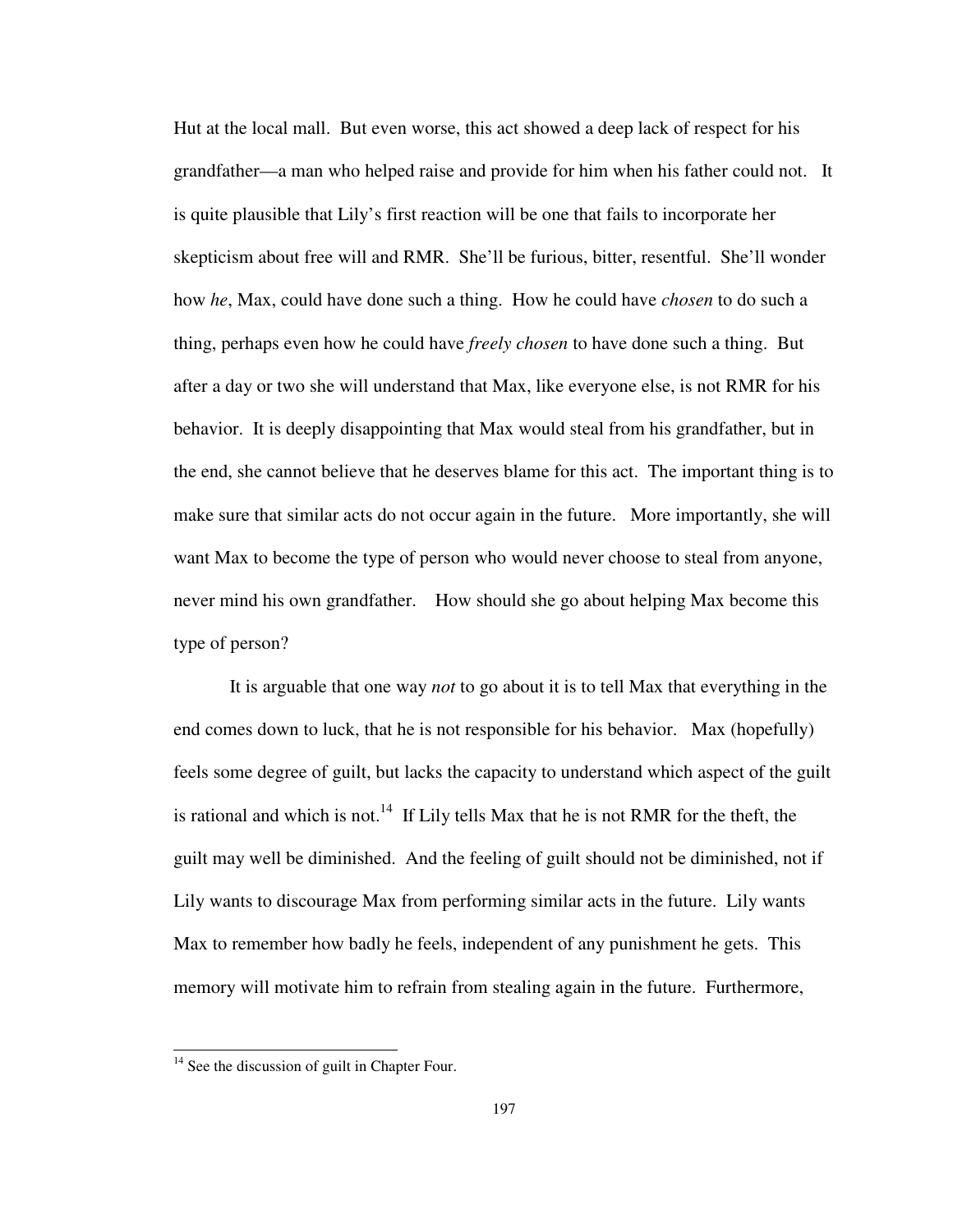Hut at the local mall. But even worse, this act showed a deep lack of respect for his grandfather—a man who helped raise and provide for him when his father could not. It is quite plausible that Lily's first reaction will be one that fails to incorporate her skepticism about free will and RMR. She'll be furious, bitter, resentful. She'll wonder how *he*, Max, could have done such a thing. How he could have *chosen* to do such a thing, perhaps even how he could have *freely chosen* to have done such a thing. But after a day or two she will understand that Max, like everyone else, is not RMR for his behavior. It is deeply disappointing that Max would steal from his grandfather, but in the end, she cannot believe that he deserves blame for this act. The important thing is to make sure that similar acts do not occur again in the future. More importantly, she will want Max to become the type of person who would never choose to steal from anyone, never mind his own grandfather. How should she go about helping Max become this type of person?

It is arguable that one way *not* to go about it is to tell Max that everything in the end comes down to luck, that he is not responsible for his behavior. Max (hopefully) feels some degree of guilt, but lacks the capacity to understand which aspect of the guilt is rational and which is not.[14] If Lily tells Max that he is not RMR for the theft, the guilt may well be diminished. And the feeling of guilt should not be diminished, not if Lily wants to discourage Max from performing similar acts in the future. Lily wants Max to remember how badly he feels, independent of any punishment he gets. This memory will motivate him to refrain from stealing again in the future. Furthermore,

[14] See the discussion of guilt in Chapter Four.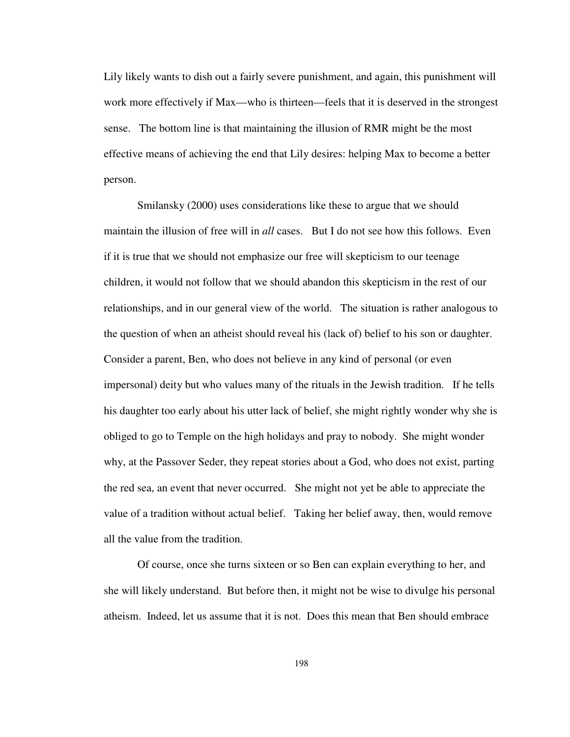Lily likely wants to dish out a fairly severe punishment, and again, this punishment will work more effectively if Max—who is thirteen—feels that it is deserved in the strongest sense. The bottom line is that maintaining the illusion of RMR might be the most effective means of achieving the end that Lily desires: helping Max to become a better person.

Smilansky (2000) uses considerations like these to argue that we should maintain the illusion of free will in *all* cases. But I do not see how this follows. Even if it is true that we should not emphasize our free will skepticism to our teenage children, it would not follow that we should abandon this skepticism in the rest of our relationships, and in our general view of the world. The situation is rather analogous to the question of when an atheist should reveal his (lack of) belief to his son or daughter. Consider a parent, Ben, who does not believe in any kind of personal (or even impersonal) deity but who values many of the rituals in the Jewish tradition. If he tells his daughter too early about his utter lack of belief, she might rightly wonder why she is obliged to go to Temple on the high holidays and pray to nobody. She might wonder why, at the Passover Seder, they repeat stories about a God, who does not exist, parting the red sea, an event that never occurred. She might not yet be able to appreciate the value of a tradition without actual belief. Taking her belief away, then, would remove all the value from the tradition.

Of course, once she turns sixteen or so Ben can explain everything to her, and she will likely understand. But before then, it might not be wise to divulge his personal atheism. Indeed, let us assume that it is not. Does this mean that Ben should embrace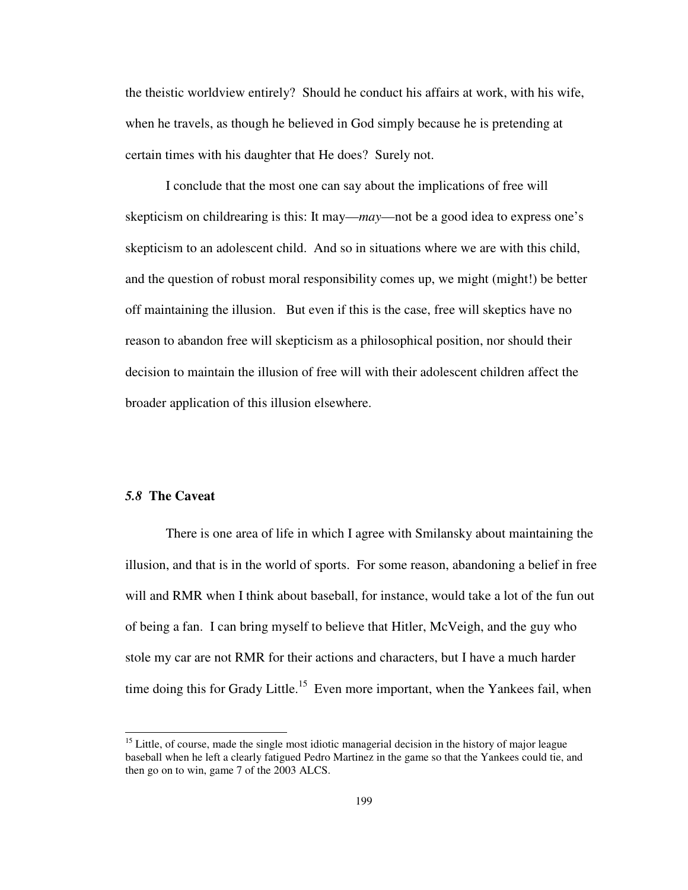the theistic worldview entirely? Should he conduct his affairs at work, with his wife, when he travels, as though he believed in God simply because he is pretending at certain times with his daughter that He does? Surely not.

I conclude that the most one can say about the implications of free will skepticism on childrearing is this: It may—*may*—not be a good idea to express one's skepticism to an adolescent child. And so in situations where we are with this child, and the question of robust moral responsibility comes up, we might (might!) be better off maintaining the illusion. But even if this is the case, free will skeptics have no reason to abandon free will skepticism as a philosophical position, nor should their decision to maintain the illusion of free will with their adolescent children affect the broader application of this illusion elsewhere.

### *5.8* The Caveat

There is one area of life in which I agree with Smilansky about maintaining the illusion, and that is in the world of sports. For some reason, abandoning a belief in free will and RMR when I think about baseball, for instance, would take a lot of the fun out of being a fan. I can bring myself to believe that Hitler, McVeigh, and the guy who stole my car are not RMR for their actions and characters, but I have a much harder time doing this for Grady Little.[15] Even more important, when the Yankees fail, when

[15] Little, of course, made the single most idiotic managerial decision in the history of major league baseball when he left a clearly fatigued Pedro Martinez in the game so that the Yankees could tie, and then go on to win, game 7 of the 2003 ALCS.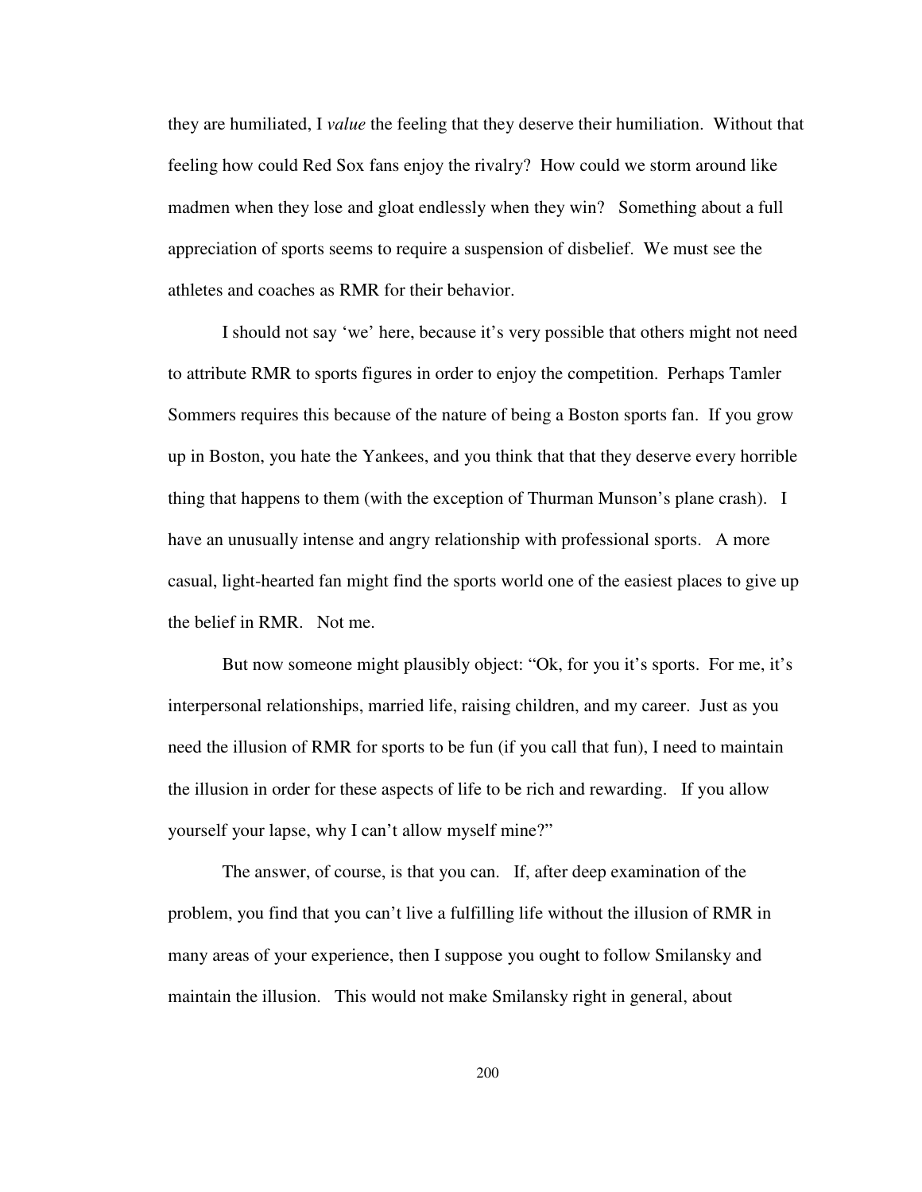they are humiliated, I *value* the feeling that they deserve their humiliation. Without that feeling how could Red Sox fans enjoy the rivalry? How could we storm around like madmen when they lose and gloat endlessly when they win? Something about a full appreciation of sports seems to require a suspension of disbelief. We must see the athletes and coaches as RMR for their behavior.

I should not say 'we' here, because it's very possible that others might not need to attribute RMR to sports figures in order to enjoy the competition. Perhaps Tamler Sommers requires this because of the nature of being a Boston sports fan. If you grow up in Boston, you hate the Yankees, and you think that that they deserve every horrible thing that happens to them (with the exception of Thurman Munson's plane crash). I have an unusually intense and angry relationship with professional sports. A more casual, light-hearted fan might find the sports world one of the easiest places to give up the belief in RMR. Not me.

But now someone might plausibly object: "Ok, for you it's sports. For me, it's interpersonal relationships, married life, raising children, and my career. Just as you need the illusion of RMR for sports to be fun (if you call that fun), I need to maintain the illusion in order for these aspects of life to be rich and rewarding. If you allow yourself your lapse, why I can't allow myself mine?"

The answer, of course, is that you can. If, after deep examination of the problem, you find that you can't live a fulfilling life without the illusion of RMR in many areas of your experience, then I suppose you ought to follow Smilansky and maintain the illusion. This would not make Smilansky right in general, about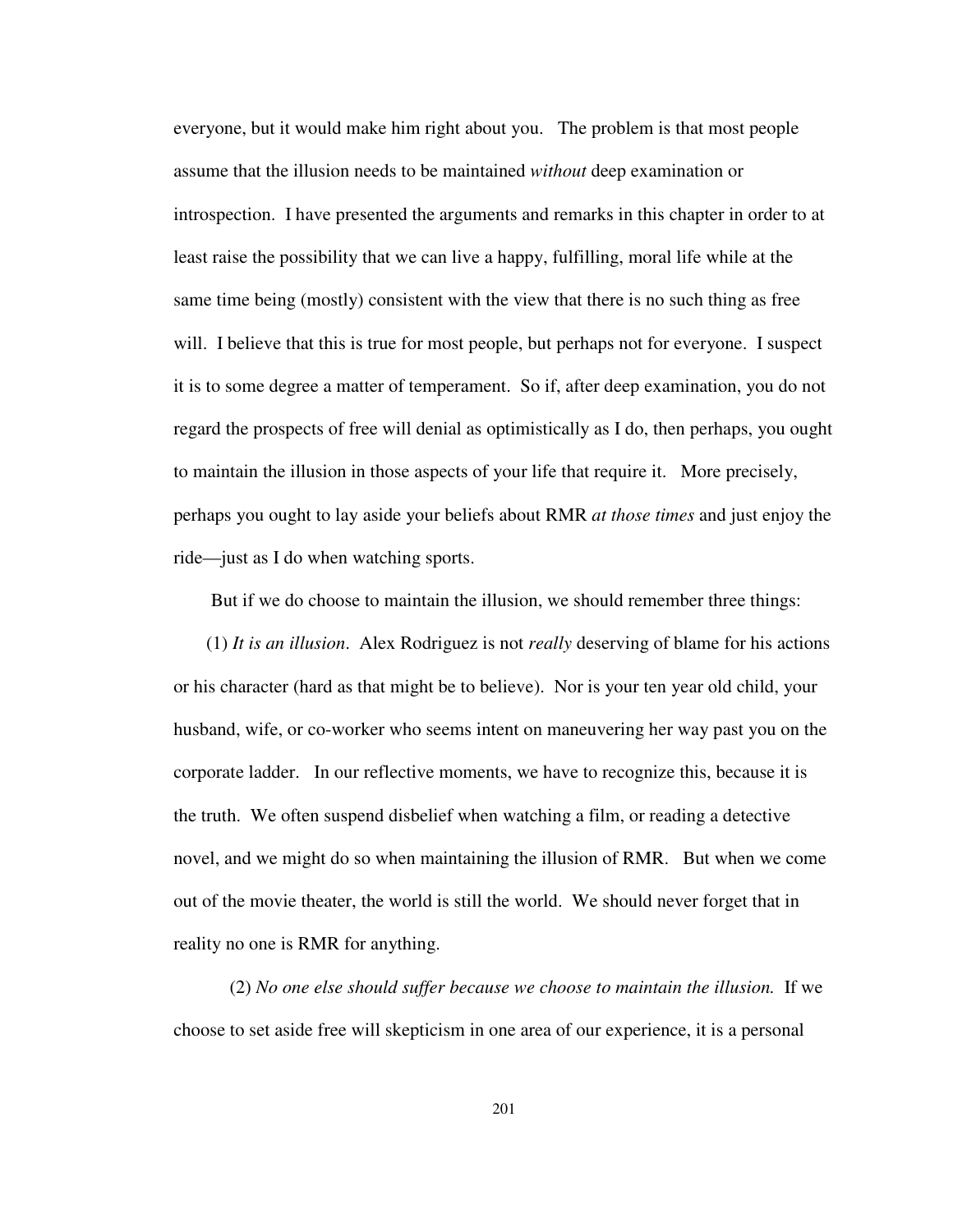everyone, but it would make him right about you. The problem is that most people assume that the illusion needs to be maintained *without* deep examination or introspection. I have presented the arguments and remarks in this chapter in order to at least raise the possibility that we can live a happy, fulfilling, moral life while at the same time being (mostly) consistent with the view that there is no such thing as free will. I believe that this is true for most people, but perhaps not for everyone. I suspect it is to some degree a matter of temperament. So if, after deep examination, you do not regard the prospects of free will denial as optimistically as I do, then perhaps, you ought to maintain the illusion in those aspects of your life that require it. More precisely, perhaps you ought to lay aside your beliefs about RMR *at those times* and just enjoy the ride—just as I do when watching sports.

But if we do choose to maintain the illusion, we should remember three things:

(1) *It is an illusion*. Alex Rodriguez is not *really* deserving of blame for his actions or his character (hard as that might be to believe). Nor is your ten year old child, your husband, wife, or co-worker who seems intent on maneuvering her way past you on the corporate ladder. In our reflective moments, we have to recognize this, because it is the truth. We often suspend disbelief when watching a film, or reading a detective novel, and we might do so when maintaining the illusion of RMR. But when we come out of the movie theater, the world is still the world. We should never forget that in reality no one is RMR for anything.

(2) *No one else should suffer because we choose to maintain the illusion.* If we choose to set aside free will skepticism in one area of our experience, it is a personal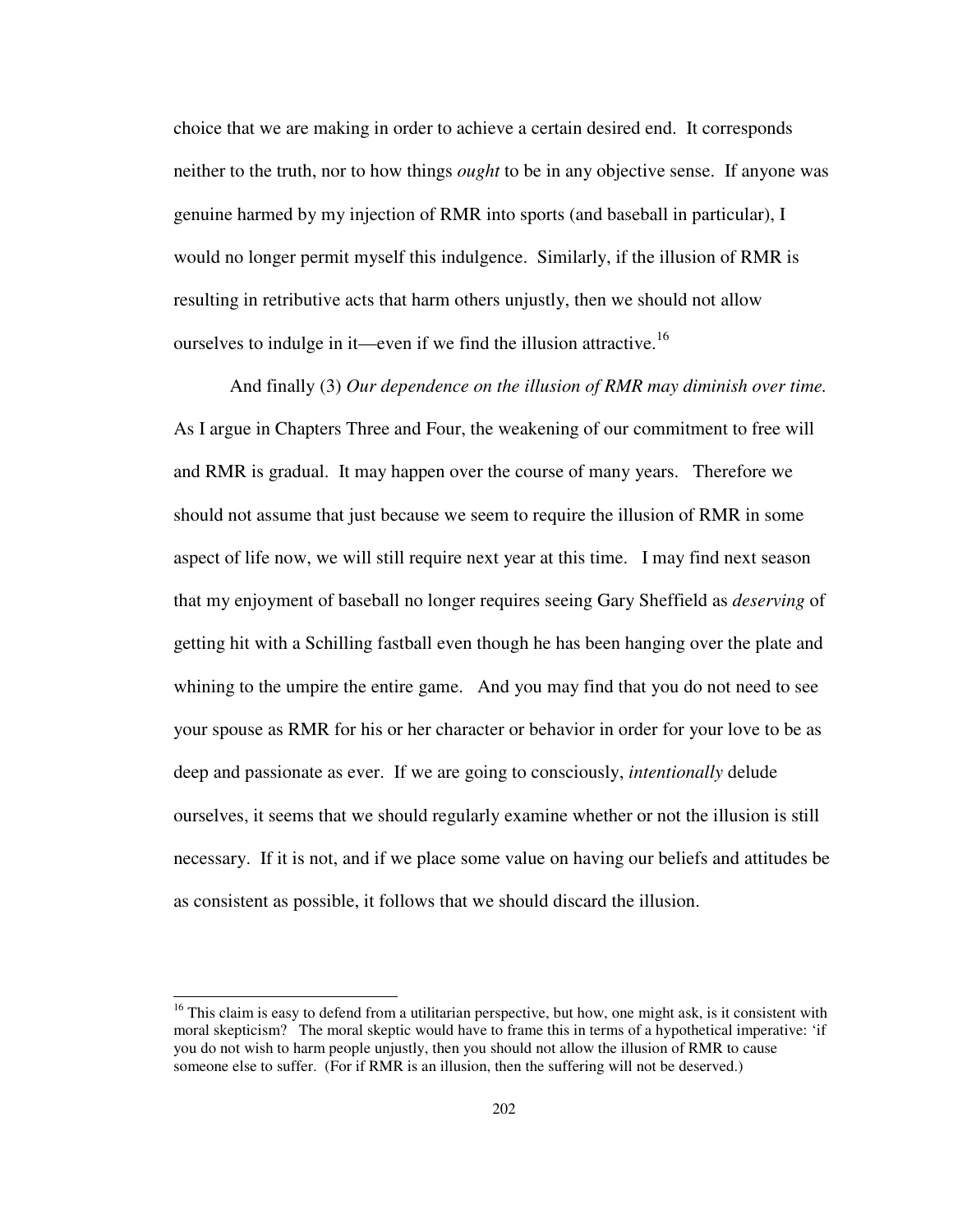choice that we are making in order to achieve a certain desired end. It corresponds neither to the truth, nor to how things *ought* to be in any objective sense. If anyone was genuine harmed by my injection of RMR into sports (and baseball in particular), I would no longer permit myself this indulgence. Similarly, if the illusion of RMR is resulting in retributive acts that harm others unjustly, then we should not allow ourselves to indulge in it—even if we find the illusion attractive.[16]

And finally (3) *Our dependence on the illusion of RMR may diminish over time.* As I argue in Chapters Three and Four, the weakening of our commitment to free will and RMR is gradual. It may happen over the course of many years. Therefore we should not assume that just because we seem to require the illusion of RMR in some aspect of life now, we will still require next year at this time. I may find next season that my enjoyment of baseball no longer requires seeing Gary Sheffield as *deserving* of getting hit with a Schilling fastball even though he has been hanging over the plate and whining to the umpire the entire game. And you may find that you do not need to see your spouse as RMR for his or her character or behavior in order for your love to be as deep and passionate as ever. If we are going to consciously, *intentionally* delude ourselves, it seems that we should regularly examine whether or not the illusion is still necessary. If it is not, and if we place some value on having our beliefs and attitudes be as consistent as possible, it follows that we should discard the illusion.

---

[16] This claim is easy to defend from a utilitarian perspective, but how, one might ask, is it consistent with moral skepticism? The moral skeptic would have to frame this in terms of a hypothetical imperative: 'if you do not wish to harm people unjustly, then you should not allow the illusion of RMR to cause someone else to suffer. (For if RMR is an illusion, then the suffering will not be deserved.)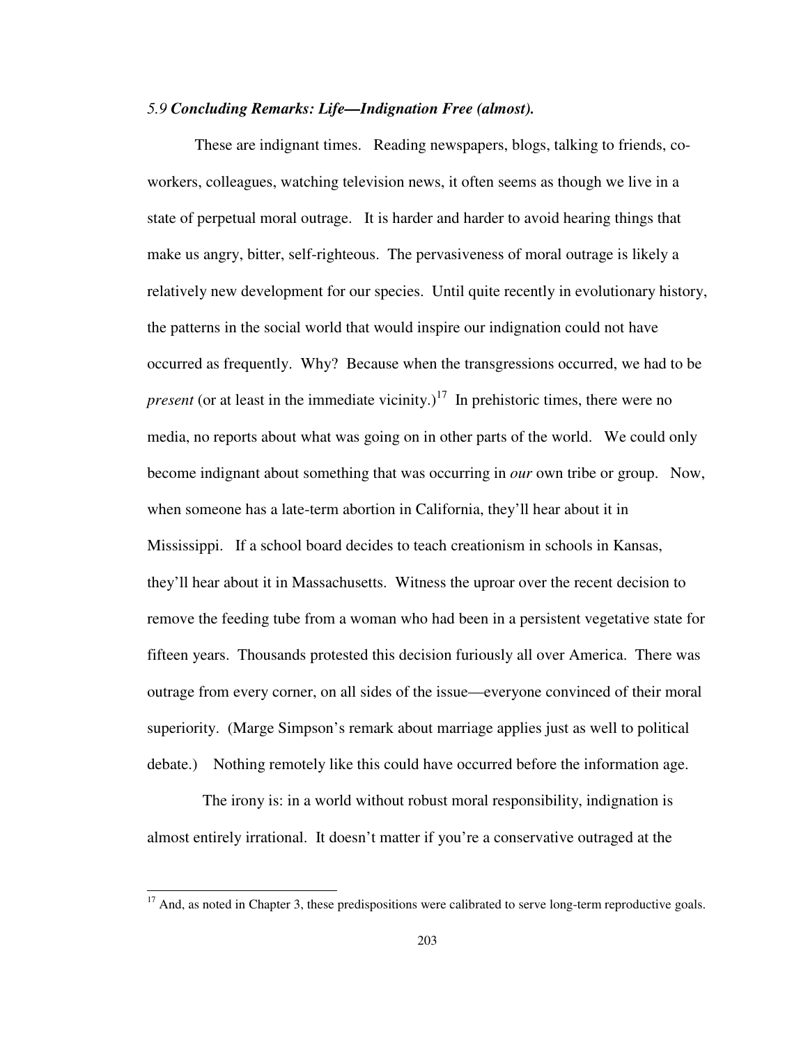### *5.9 **Concluding Remarks: Life—Indignation Free (almost).***

These are indignant times. Reading newspapers, blogs, talking to friends, co-workers, colleagues, watching television news, it often seems as though we live in a state of perpetual moral outrage. It is harder and harder to avoid hearing things that make us angry, bitter, self-righteous. The pervasiveness of moral outrage is likely a relatively new development for our species. Until quite recently in evolutionary history, the patterns in the social world that would inspire our indignation could not have occurred as frequently. Why? Because when the transgressions occurred, we had to be *present* (or at least in the immediate vicinity.)[17] In prehistoric times, there were no media, no reports about what was going on in other parts of the world. We could only become indignant about something that was occurring in *our* own tribe or group. Now, when someone has a late-term abortion in California, they'll hear about it in Mississippi. If a school board decides to teach creationism in schools in Kansas, they'll hear about it in Massachusetts. Witness the uproar over the recent decision to remove the feeding tube from a woman who had been in a persistent vegetative state for fifteen years. Thousands protested this decision furiously all over America. There was outrage from every corner, on all sides of the issue—everyone convinced of their moral superiority. (Marge Simpson's remark about marriage applies just as well to political debate.) Nothing remotely like this could have occurred before the information age.

The irony is: in a world without robust moral responsibility, indignation is almost entirely irrational. It doesn't matter if you're a conservative outraged at the

[17] And, as noted in Chapter 3, these predispositions were calibrated to serve long-term reproductive goals.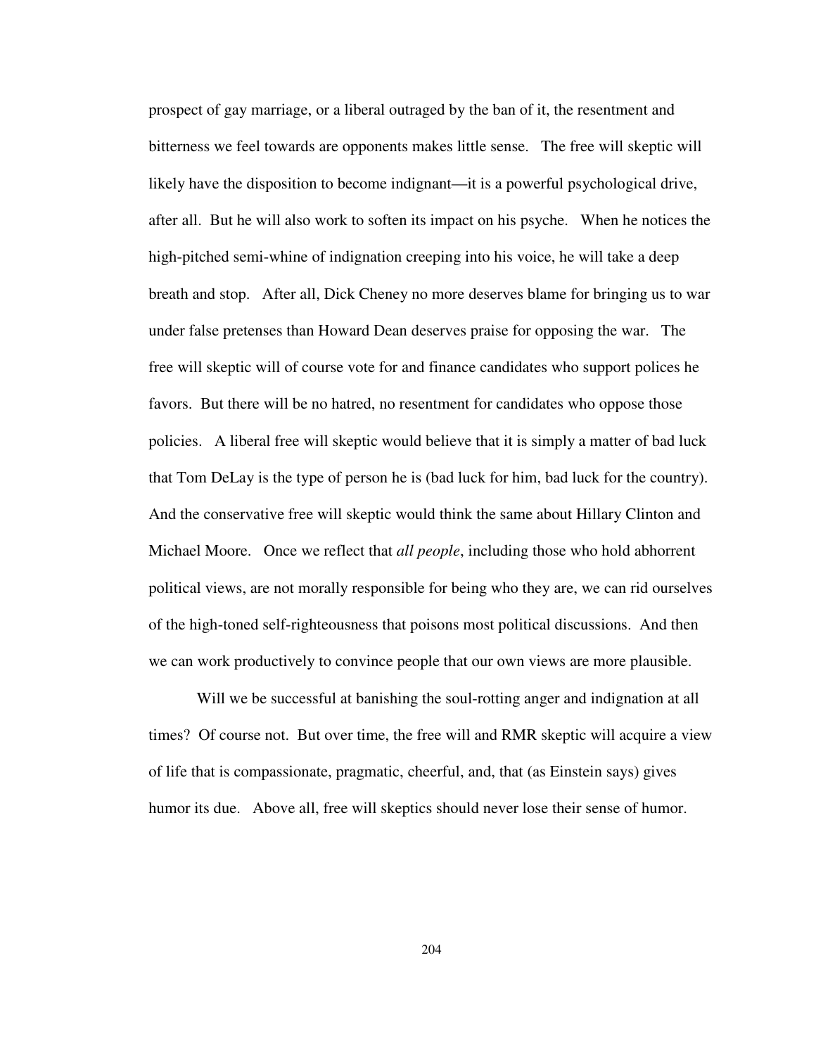prospect of gay marriage, or a liberal outraged by the ban of it, the resentment and bitterness we feel towards are opponents makes little sense. The free will skeptic will likely have the disposition to become indignant—it is a powerful psychological drive, after all. But he will also work to soften its impact on his psyche. When he notices the high-pitched semi-whine of indignation creeping into his voice, he will take a deep breath and stop. After all, Dick Cheney no more deserves blame for bringing us to war under false pretenses than Howard Dean deserves praise for opposing the war. The free will skeptic will of course vote for and finance candidates who support polices he favors. But there will be no hatred, no resentment for candidates who oppose those policies. A liberal free will skeptic would believe that it is simply a matter of bad luck that Tom DeLay is the type of person he is (bad luck for him, bad luck for the country). And the conservative free will skeptic would think the same about Hillary Clinton and Michael Moore. Once we reflect that *all people*, including those who hold abhorrent political views, are not morally responsible for being who they are, we can rid ourselves of the high-toned self-righteousness that poisons most political discussions. And then we can work productively to convince people that our own views are more plausible.

Will we be successful at banishing the soul-rotting anger and indignation at all times? Of course not. But over time, the free will and RMR skeptic will acquire a view of life that is compassionate, pragmatic, cheerful, and, that (as Einstein says) gives humor its due. Above all, free will skeptics should never lose their sense of humor.